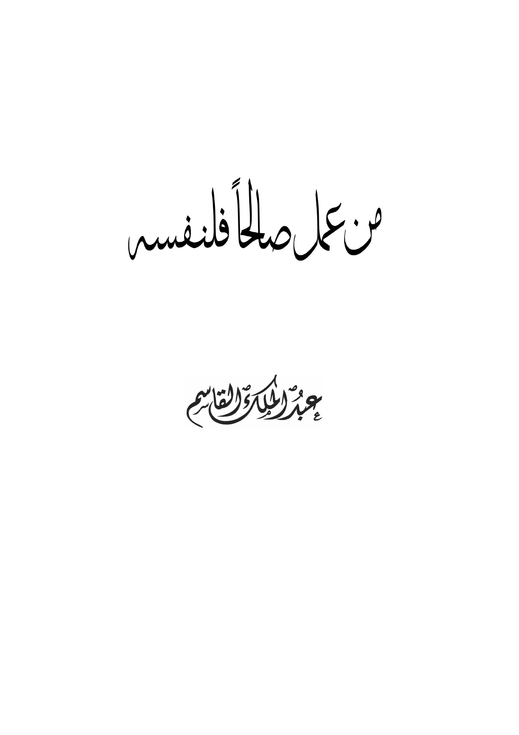# من عمل صالحاً فلنفسه

عبد الملك القاسم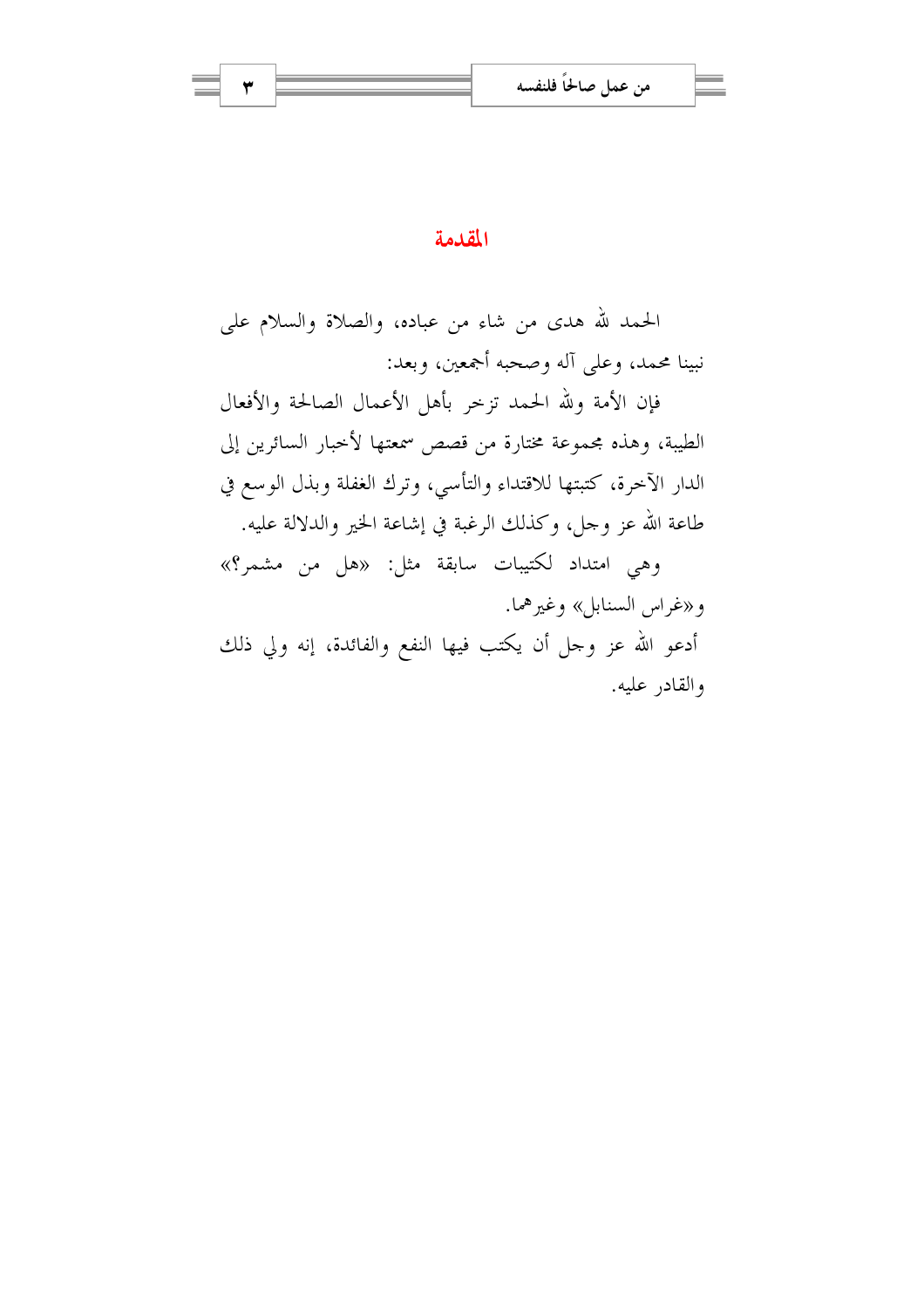## المقدمة

الحمد لله هدى من شاء من عباده، والصلاة والسلام على نبينا محمد، وعلى آله وصحبه أجمعين، وبعد:

فإن الأمة ولله الحمد تزخر بأهل الأعمال الصالحة والأفعال الطيبة، وهذه مجموعة مختارة من قصص سمعتها لأخبار السائرين إلى الدار الآخرة، كتبتها للاقتداء والتأسي، وترك الغفلة وبذل الوسع في طاعة الله عز وجل، وكذلك الرغبة في إشاعة الخير والدلالة عليه.

وهي امتداد لكتيبات سابقة مثل: «هل من مشمر؟» و«غراس السنابل» وغيرهما.

أدعو الله عز وجل أن يكتب فيها النفع والفائدة، إنه ولي ذلك والقادر عليه.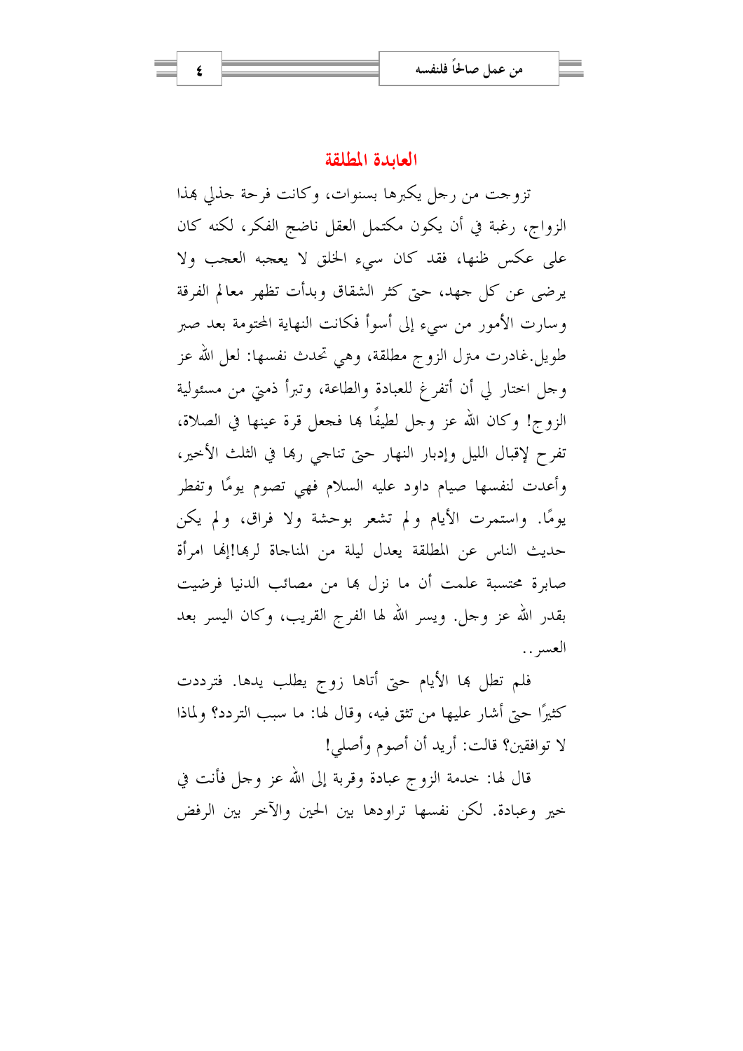## العابدة المطلقة

تزوجت من رجل يكبرها بسنوات، وكانت فرحة جذلي بهذا الزواج، رغبة في أن يكون مكتمل العقل ناضج الفكر، لكنه كان على عكس ظنها، فقد كان سيء الخلق لا يعجبه العجب ولا يرضى عن كل جهد، حتى كثر الشقاق وبدأت تظهر معالم الفرقة وسارت الأمور من سيء إلى أسوأ فكانت النهاية المحتومة بعد صبر طويل.غادرت منزل الزوج مطلقة، وهي تحدث نفسها: لعل الله عز وجل اختار لي أن أتفرغ للعبادة والطاعة، وتبرأ ذمتي من مسئولية الزوج! وكان الله عز وجل لطيفًا بها فجعل قرة عينها في الصلاة، تفرح لإقبال الليل وإدبار النهار حتى تناجي ربها في الثلث الأخير، وأعدت لنفسها صيام داود عليه السلام فهي تصوم يومًا وتفطر يومًا. واستمرت الأيام ولم تشعر بوحشة ولا فراق، ولم يكن حديث الناس عن المطلقة يعدل ليلة من المناجاة لربها!إنها امرأة صابرة محتسبة علمت أن ما نزل بها من مصائب الدنيا فرضيت بقدر الله عز وجل. ويسر الله لها الفرج القريب، وكان اليسر بعد العسر..

فلم تطل بها الأيام حتى أتاها زوج يطلب يدها. فترددت كثيرًا حتى أشار عليها من تثق فيه، وقال لها: ما سبب التردد؟ ولماذا لا توافقين؟ قالت: أريد أن أصوم وأصلي!

قال لها: خدمة الزوج عبادة وقربة إلى الله عز وجل فأنت في خير وعبادة. لكن نفسها تراودها بين الحين والآخر بين الرفض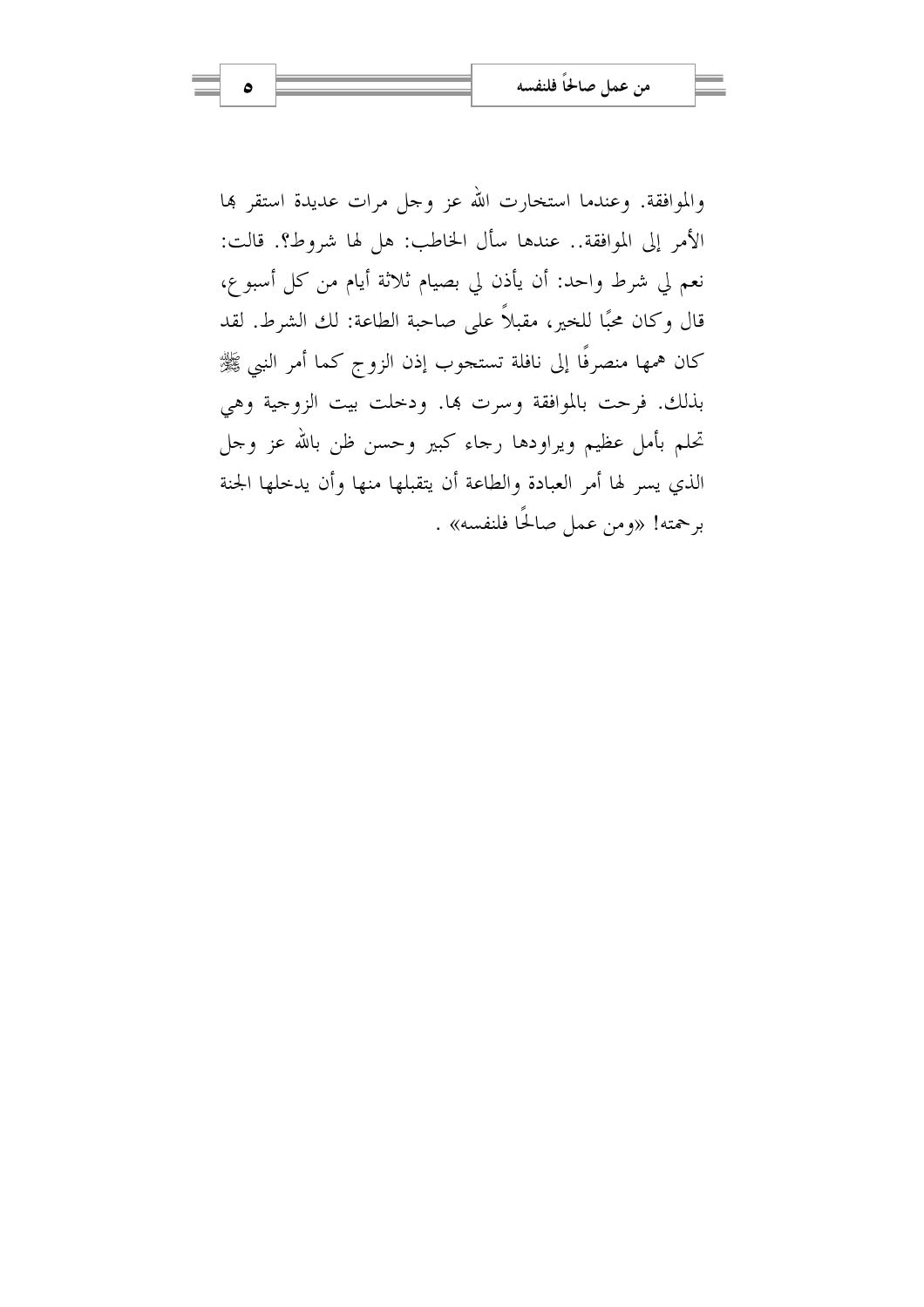والموافقة. وعندما استخارت الله عز وجل مرات عديدة استقر بها الأمر إلى الموافقة.. عندها سأل الخاطب: هل لها شروط؟. قالت: نعم لي شرط واحد: أن يأذن لي بصيام ثلاثة أيام من كل أسبوع، قال وكان محبًا للخير، مقبلاً على صاحبة الطاعة: لك الشرط. لقد كان همها منصرفًا إلى نافلة تستجوب إذن الزوج كما أمر النبي ﷺ بذلك. فرحت بالموافقة وسرت بها. ودخلت بيت الزوجية وهي تحلم بأمل عظيم ويراودها رجاء كبير وحسن ظن بالله عز وجل الذي يسر لها أمر العبادة والطاعة أن يتقبلها منها وأن يدخلها الجنة برحمته! «ومن عمل صالحًا فلنفسه» .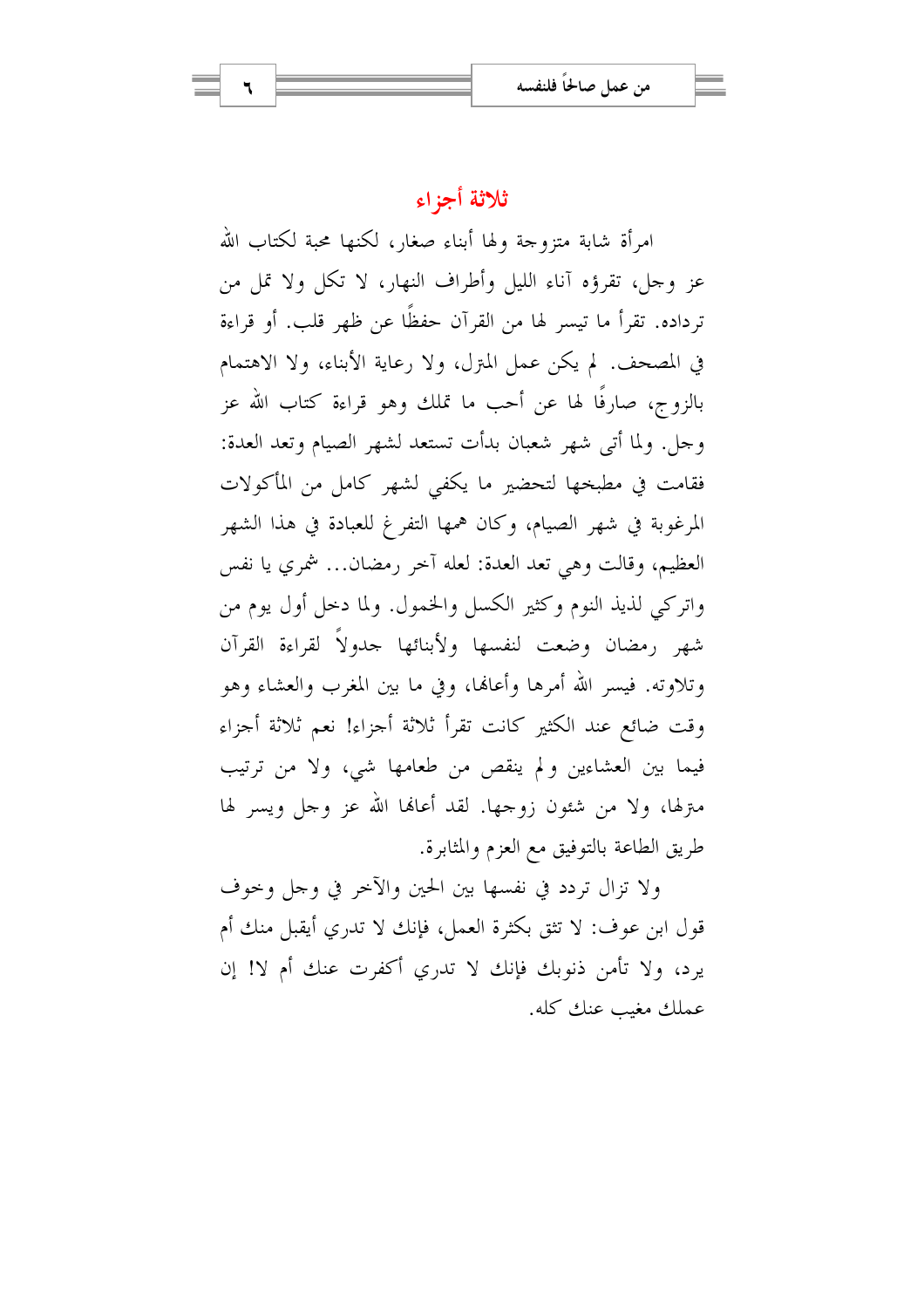## ثلاثة أجزاء

امرأة شابة متزوجة ولها أبناء صغار، لكنها محبة لكتاب الله عز وجل، تقرؤه آناء الليل وأطراف النهار، لا تكل ولا تمل من ترداده. تقرأ ما تيسر لها من القرآن حفظًا عن ظهر قلب. أو قراءة في المصحف. لم يكن عمل المنزل، ولا رعاية الأبناء، ولا الاهتمام بالزوج، صارفًا لها عن أحب ما تملك وهو قراءة كتاب الله عز وجل. ولما أتى شهر شعبان بدأت تستعد لشهر الصيام وتعد العدة: فقامت في مطبخها لتحضير ما يكفي لشهر كامل من المأكولات المرغوبة في شهر الصيام، وكان همها التفرغ للعبادة في هذا الشهر العظيم، وقالت وهي تعد العدة: لعله آخر رمضان... شمري يا نفس واتركي لذيذ النوم وكثير الكسل والخمول. ولما دخل أول يوم من شهر رمضان وضعت لنفسها ولأبنائها جدولاً لقراءة القرآن وتلاوته. فيسر الله أمرها وأعانها، وفي ما بين المغرب والعشاء وهو وقت ضائع عند الكثير كانت تقرأ ثلاثة أجزاء! نعم ثلاثة أجزاء فيما بين العشاءين ولم ينقص من طعامها شيء، ولا من ترتيب منزلها، ولا من شئون زوجها. لقد أعانها الله عز وجل ويسر لها طريق الطاعة بالتوفيق مع العزم والمثابرة.

ولا تزال تردد في نفسها بين الحين والآخر في وجل وخوف قول ابن عوف: لا تثق بكثرة العمل، فإنك لا تدري أيقبل منك أم يرد، ولا تأمن ذنوبك فإنك لا تدري أكفرت عنك أم لا! إن عملك مغيب عنك كله.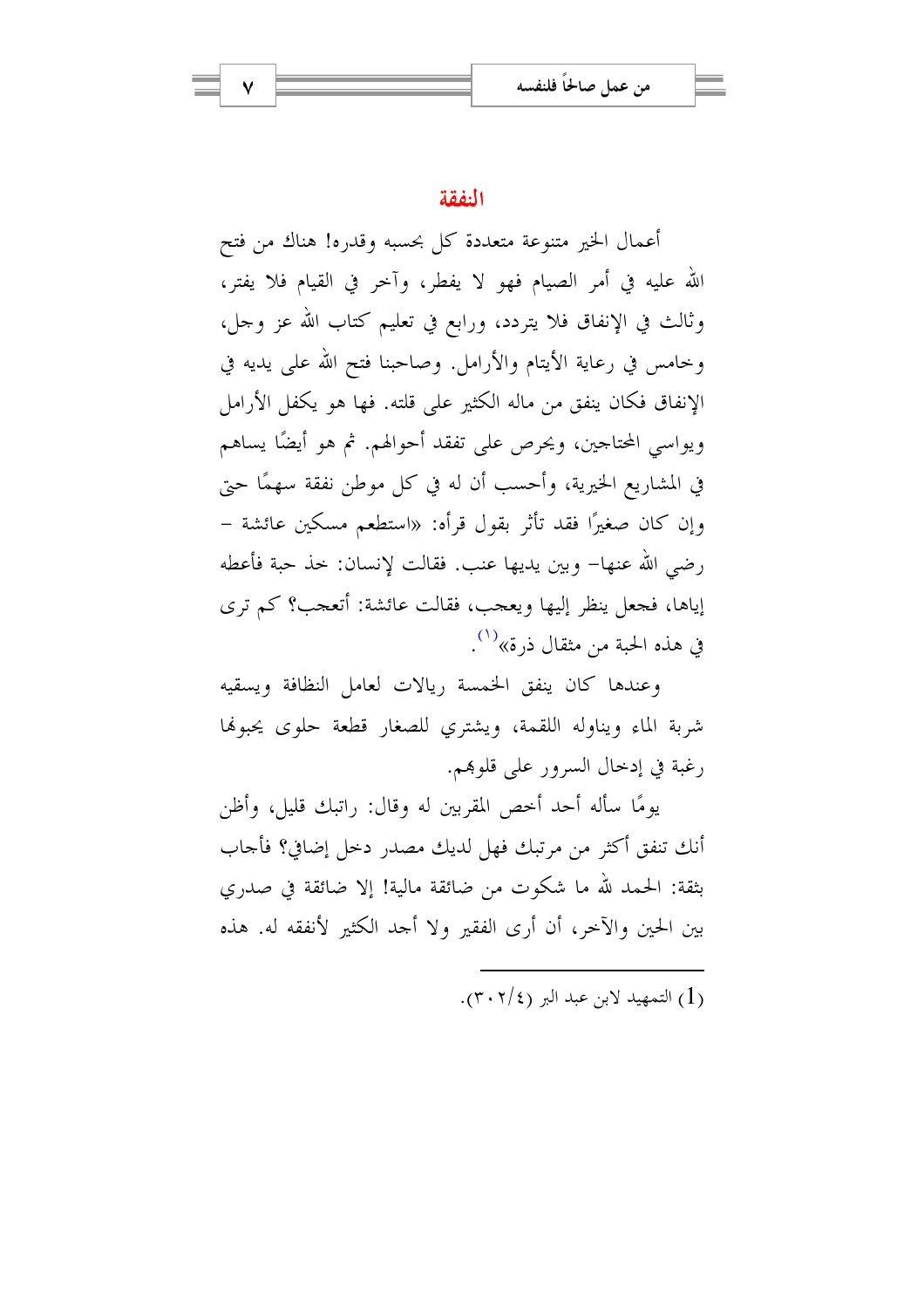## النفقة

أعمال الخير متنوعة متعددة كل بحسبه وقدره! هناك من فتح الله عليه في أمر الصيام فهو لا يفطر، وآخر في القيام فلا يفتر، وثالث في الإنفاق فلا يتردد، ورابع في تعليم كتاب الله عز وجل، وخامس في رعاية الأيتام والأرامل. وصاحبنا فتح الله على يديه في الإنفاق فكان ينفق من ماله الكثير على قلته. فها هو يكفل الأرامل ويواسي المحتاجين، ويحرص على تفقد أحوالهم. ثم هو أيضًا يساهم في المشاريع الخيرية، وأحسب أن له في كل موطن نفقة سهمًا حتى وإن كان صغيرًا فقد تأثر بقول قرأه: «استطعم مسكين عائشة – رضي الله عنها– وبين يديها عنب. فقالت لإنسان: خذ حبة فأعطه إياها، فجعل ينظر إليها ويعجب، فقالت عائشة: أتعجب؟ كم ترى في هذه الحبة من مثقال ذرة»[1].

وعندها كان ينفق الخمسة ريالات لعامل النظافة ويسقيه شربة الماء ويناوله اللقمة، ويشتري للصغار قطعة حلوى يحبونها رغبة في إدخال السرور على قلوبهم.

يومًا سأله أحد أخص المقربين له وقال: راتبك قليل، وأظن أنك تنفق أكثر من مرتبك فهل لديك مصدر دخل إضافي؟ فأجاب بثقة: الحمد لله ما شكوت من ضائقة مالية! إلا ضائقة في صدري بين الحين والآخر، أن أرى الفقير ولا أجد الكثير لأنفقه له. هذه

---

(1) التمهيد لابن عبد البر (٤/٣٠٢).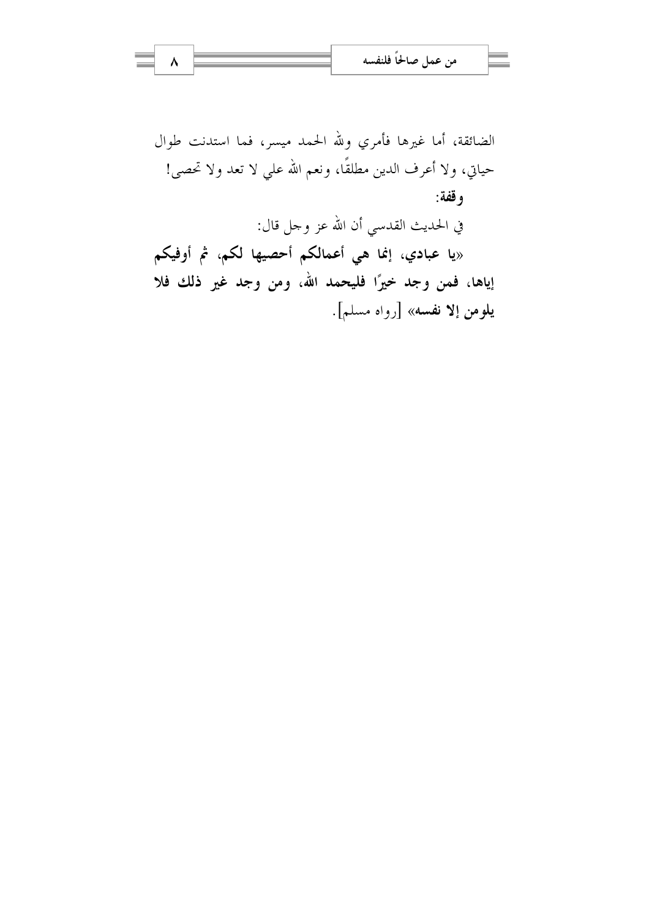الضائقة، أما غيرها فأمري ولله الحمد ميسر، فما استدنت طوال حياتي، ولا أعرف الدين مطلقًا، ونعم الله علي لا تعد ولا تحصى!

**وقفة:**

في الحديث القدسي أن الله عز وجل قال:

**«يا عبادي، إنما هي أعمالكم أحصيها لكم، ثم أوفيكم إياها، فمن وجد خيرًا فليحمد الله، ومن وجد غير ذلك فلا يلومن إلا نفسه»** [رواه مسلم].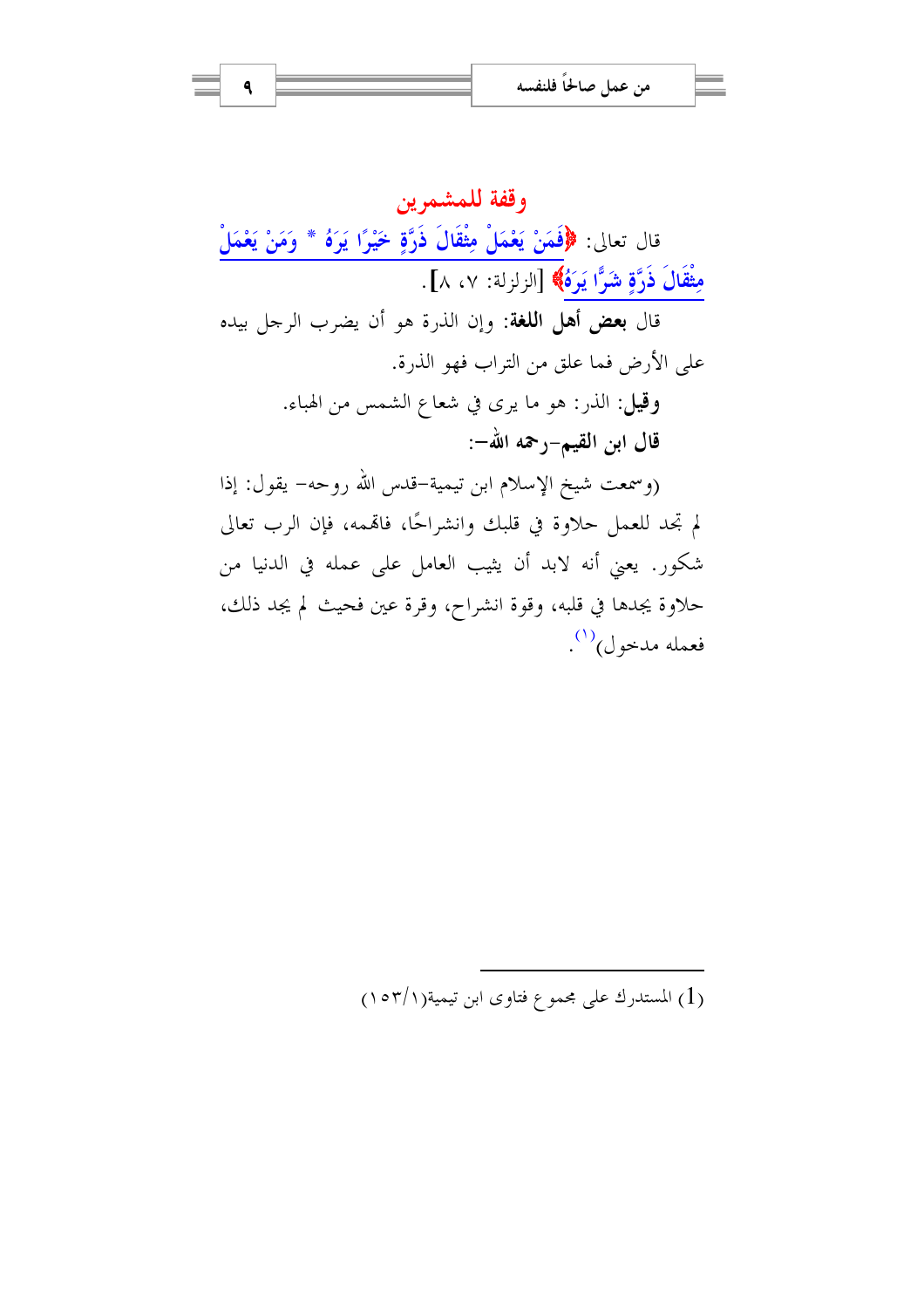## وقفة للمشمرين

قال تعالى: ﴿فَمَنْ يَعْمَلْ مِثْقَالَ ذَرَّةٍ خَيْرًا يَرَهُ * وَمَنْ يَعْمَلْ مِثْقَالَ ذَرَّةٍ شَرًّا يَرَهُ﴾ [الزلزلة: ٧، ٨].

قال **بعض أهل اللغة**: وإن الذرة هو أن يضرب الرجل بيده على الأرض فما علق من التراب فهو الذرة.

**وقيل**: الذر: هو ما يرى في شعاع الشمس من الهباء.

**قال ابن القيم-رحمه الله-:**

(وسمعت شيخ الإسلام ابن تيمية-قدس الله روحه- يقول: إذا لم تجد للعمل حلاوة في قلبك وانشراحًا، فاتهمه، فإن الرب تعالى شكور. يعني أنه لابد أن يثيب العامل على عمله في الدنيا من حلاوة يجدها في قلبه، وقوة انشراح، وقرة عين فحيث لم يجد ذلك، فعمله مدخول)[1].

---

(1) المستدرك على مجموع فتاوى ابن تيمية(١/١٥٣)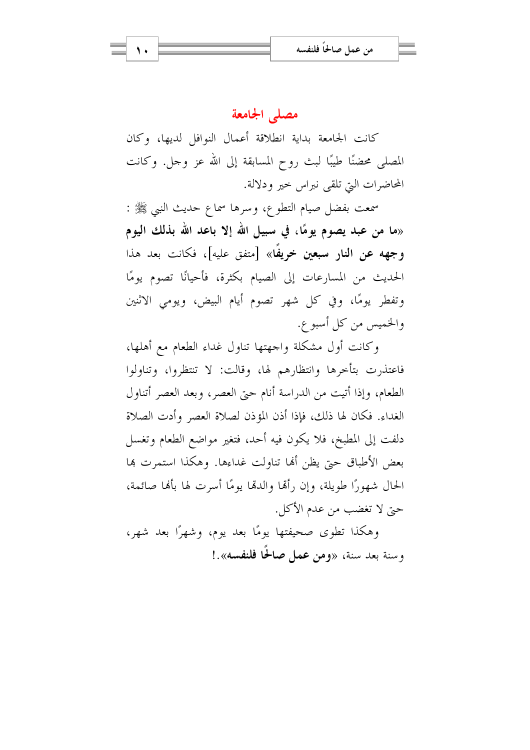## مصلى الجامعة

كانت الجامعة بداية انطلاقة أعمال النوافل لديها، وكان المصلى محضنًا طيبًا لبث روح المسابقة إلى الله عز وجل. وكانت المحاضرات التي تلقى نبراس خير ودلالة.

سمعت بفضل صيام التطوع، وسرها سماع حديث النبي ﷺ : «**ما من عبد يصوم يومًا، في سبيل الله إلا باعد الله بذلك اليوم وجهه عن النار سبعين خريفًا**» [متفق عليه]، فكانت بعد هذا الحديث من المسارعات إلى الصيام بكثرة، فأحيانًا تصوم يومًا وتفطر يومًا، وفي كل شهر تصوم أيام البيض، ويومي الاثنين والخميس من كل أسبوع.

وكانت أول مشكلة واجهتها تناول غداء الطعام مع أهلها، فاعتذرت بتأخرها وانتظارهم لها، وقالت: لا تنتظروا، وتناولوا الطعام، وإذا أتيت من الدراسة أنام حتى العصر، وبعد العصر أتناول الغداء. فكان لها ذلك، فإذا أذن المؤذن لصلاة العصر وأدت الصلاة دلفت إلى المطبخ، فلا يكون فيه أحد، فتغير مواضع الطعام وتغسل بعض الأطباق حتى يظن أنها تناولت غداءها. وهكذا استمرت بها الحال شهورًا طويلة، وإن رأتها والدتها يومًا أسرت لها بأنها صائمة، حتى لا تغضب من عدم الأكل.

وهكذا تطوى صحيفتها يومًا بعد يوم، وشهرًا بعد شهر، وسنة بعد سنة، «**ومن عمل صالحًا فلنفسه**».!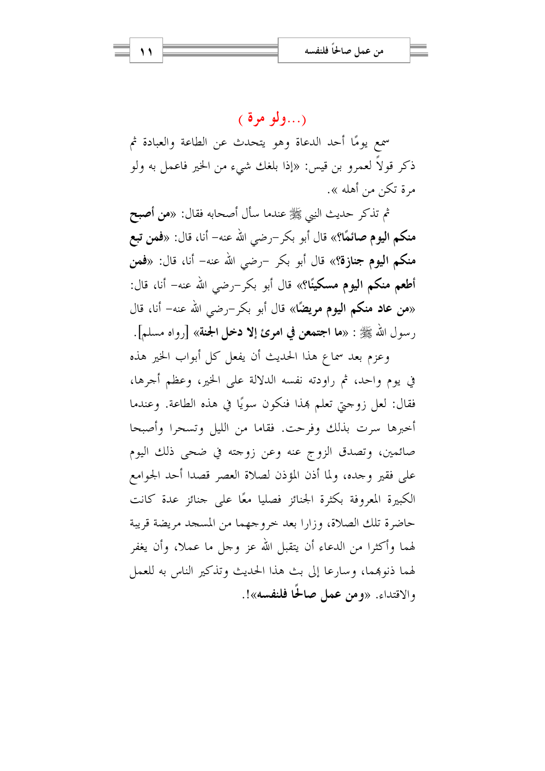## (...ولو مرة)

سمع يومًا أحد الدعاة وهو يتحدث عن الطاعة والعبادة ثم ذكر قولاً لعمرو بن قيس: «إذا بلغك شيء من الخير فاعمل به ولو مرة تكن من أهله ».

ثم تذكر حديث النبي ﷺ عندما سأل أصحابه فقال: «**من أصبح منكم اليوم صائمًا؟**» قال أبو بكر–رضي الله عنه– أنا، قال: «**فمن تبع منكم اليوم جنازة؟**» قال أبو بكر –رضي الله عنه– أنا، قال: «**فمن أطعم منكم اليوم مسكينًا؟**» قال أبو بكر–رضي الله عنه– أنا، قال: «**من عاد منكم اليوم مريضًا**» قال أبو بكر–رضي الله عنه– أنا، قال رسول الله ﷺ : «**ما اجتمعن في امرئ إلا دخل الجنة**» [رواه مسلم].

وعزم بعد سماع هذا الحديث أن يفعل كل أبواب الخير هذه في يوم واحد، ثم راودته نفسه الدلالة على الخير، وعظم أجرها، فقال: لعل زوجتي تعلم بهذا فنكون سويًا في هذه الطاعة. وعندما أخبرها سرت بذلك وفرحت. فقاما من الليل وتسحرا وأصبحا صائمين، وتصدق الزوج عنه وعن زوجته في ضحى ذلك اليوم على فقير وجده، ولما أذن المؤذن لصلاة العصر قصدا أحد الجوامع الكبيرة المعروفة بكثرة الجنائز فصليا معًا على جنائز عدة كانت حاضرة تلك الصلاة، وزارا بعد خروجهما من المسجد مريضة قريبة لهما وأكثرا من الدعاء أن يتقبل الله عز وجل ما عملا، وأن يغفر لهما ذنوبهما، وسارعا إلى بث هذا الحديث وتذكير الناس به للعمل والاقتداء. «**ومن عمل صالحًا فلنفسه**»!.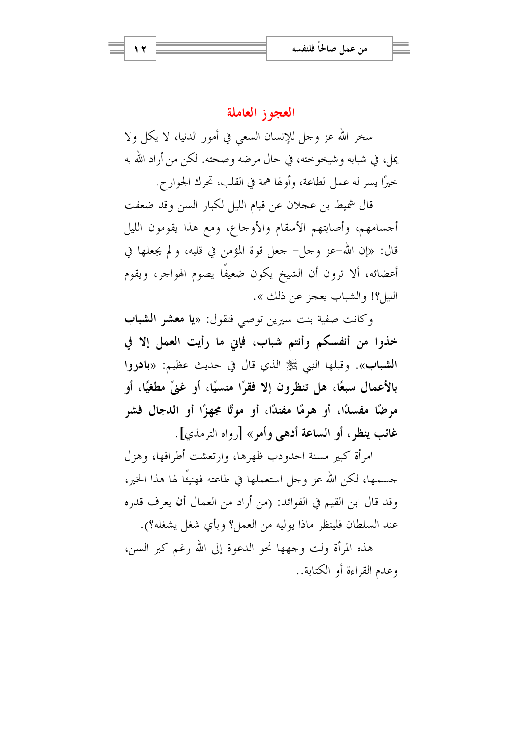## العجوز العاملة

سخر الله عز وجل للإنسان السعي في أمور الدنيا، لا يكل ولا يمل، في شبابه وشيخوخته، في حال مرضه وصحته. لكن من أراد الله به خيرًا يسر له عمل الطاعة، وأولها همة في القلب، تحرك الجوارح.

قال شميط بن عجلان عن قيام الليل لكبار السن وقد ضعفت أجسامهم، وأصابتهم الأسقام والأوجاع، ومع هذا يقومون الليل قال: «إن الله –عز وجل– جعل قوة المؤمن في قلبه، ولم يجعلها في أعضائه، ألا ترون أن الشيخ يكون ضعيفًا يصوم الهواجر، ويقوم الليل؟! والشباب يعجز عن ذلك ».

وكانت صفية بنت سيرين توصي فتقول: «**يا معشر الشباب خذوا من أنفسكم وأنتم شباب، فإني ما رأيت العمل إلا في الشباب**». وقبلها النبي ﷺ الذي قال في حديث عظيم: «**بادروا بالأعمال سبعًا، هل تنظرون إلا فقرًا منسيًا، أو غنىً مطغيًا، أو مرضًا مفسدًا، أو هرمًا مفندًا، أو موتًا مجهزًا أو الدجال فشر غائب ينظر، أو الساعة أدهى وأمر**» [رواه الترمذي].

امرأة كبير مسنة احدودب ظهرها، وارتعشت أطرافها، وهزل جسمها، لكن الله عز وجل استعملها في طاعته فهنيئًا لها هذا الخير، وقد قال ابن القيم في الفوائد: (من أراد من العمال **أن** يعرف قدره عند السلطان فلينظر ماذا يوليه من العمل؟ وبأي شغل يشغله؟).

هذه المرأة ولت وجهها نحو الدعوة إلى الله رغم كبر السن، وعدم القراءة أو الكتابة..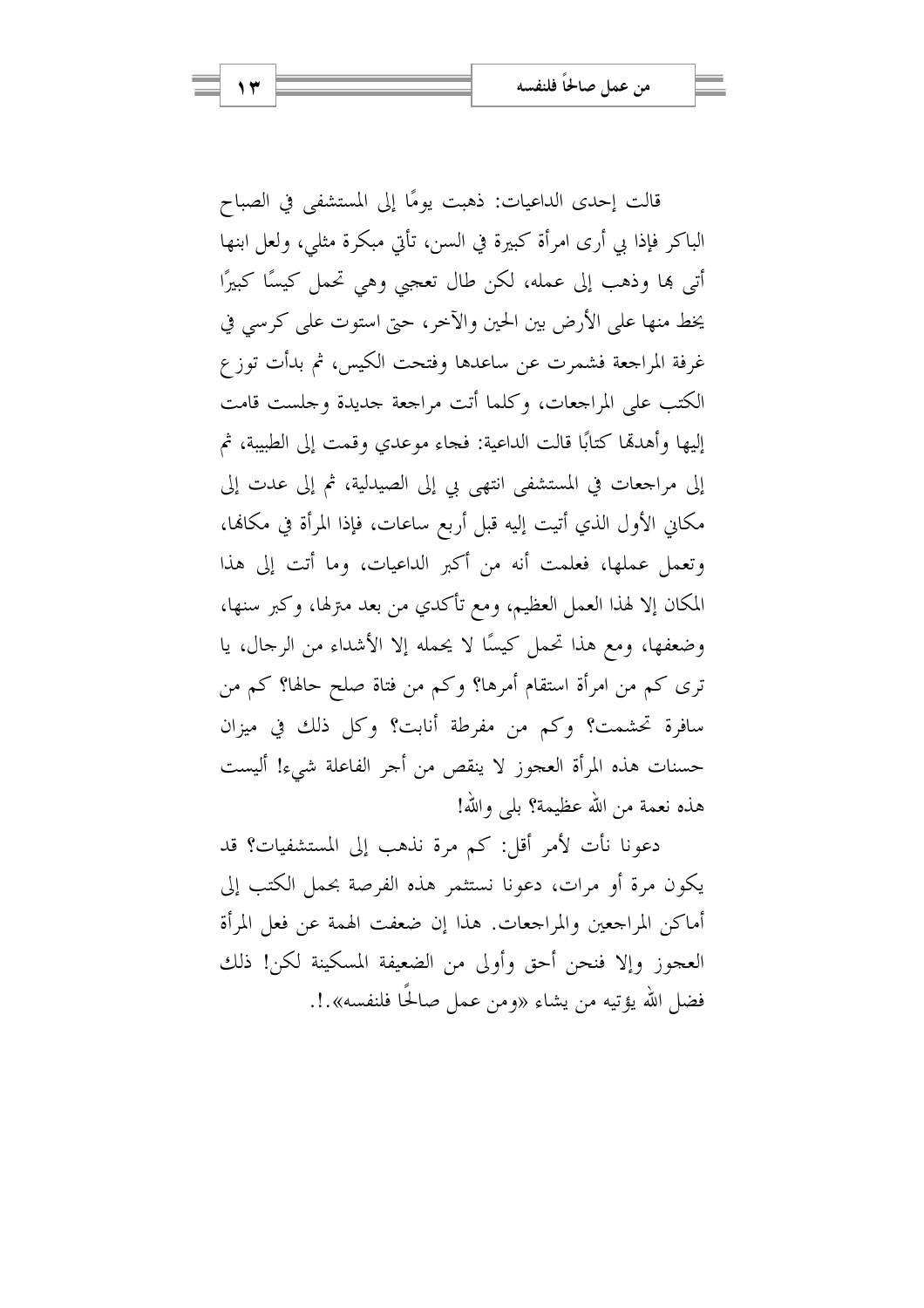قالت إحدى الداعيات: ذهبت يومًا إلى المستشفى في الصباح الباكر فإذا بي أرى امرأة كبيرة في السن، تأتي مبكرة مثلي، ولعل ابنها أتى بها وذهب إلى عمله، لكن طال تعجبي وهي تحمل كيسًا كبيرًا يحط منها على الأرض بين الحين والآخر، حتى استوت على كرسي في غرفة المراجعة فشمرت عن ساعدها وفتحت الكيس، ثم بدأت توزع الكتب على المراجعات، وكلما أتت مراجعة جديدة وجلست قامت إليها وأهدتها كتابًا قالت الداعية: فجاء موعدي وقمت إلى الطبيبة، ثم إلى مراجعات في المستشفى انتهى بي إلى الصيدلية، ثم إلى عدت إلى مكاني الأول الذي أتيت إليه قبل أربع ساعات، فإذا المرأة في مكانها، وتعمل عملها، فعلمت أنه من أكبر الداعيات، وما أتت إلى هذا المكان إلا لهذا العمل العظيم، ومع تأكدي من بعد منزلها، وكبر سنها، وضعفها، ومع هذا تحمل كيسًا لا يحمله إلا الأشداء من الرجال، يا ترى كم من امرأة استقام أمرها؟ وكم من فتاة صلح حالها؟ كم من سافرة تحشمت؟ وكم من مفرطة أنابت؟ وكل ذلك في ميزان حسنات هذه المرأة العجوز لا ينقص من أجر الفاعلة شيء! أليست هذه نعمة من الله عظيمة؟ بلى والله!

دعونا نأت لأمر أقل: كم مرة نذهب إلى المستشفيات؟ قد يكون مرة أو مرات، دعونا نستثمر هذه الفرصة بحمل الكتب إلى أماكن المراجعين والمراجعات. هذا إن ضعفت الهمة عن فعل المرأة العجوز وإلا فنحن أحق وأولى من الضعيفة المسكينة لكن! ذلك فضل الله يؤتيه من يشاء «ومن عمل صالحًا فلنفسه».!.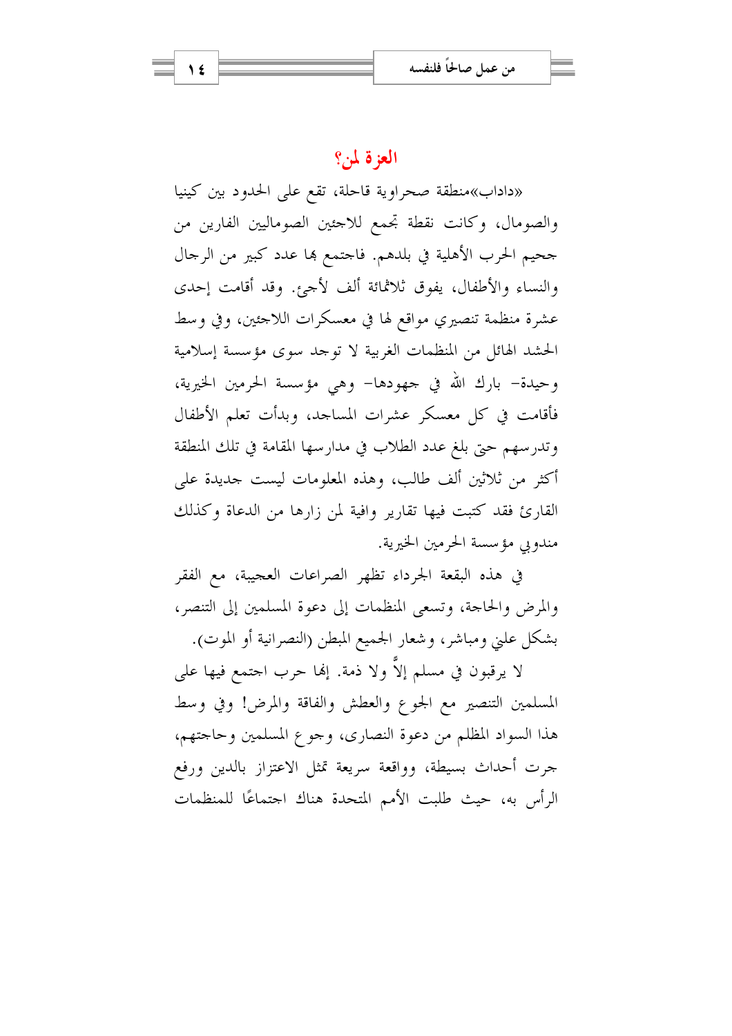## العزة لمن؟

«داداب»منطقة صحراوية قاحلة، تقع على الحدود بين كينيا والصومال، وكانت نقطة تجمع للاجئين الصوماليين الفارين من جحيم الحرب الأهلية في بلدهم. فاجتمع بها عدد كبير من الرجال والنساء والأطفال، يفوق ثلاثمائة ألف لأجئ. وقد أقامت إحدى عشرة منظمة تنصيري مواقع لها في معسكرات اللاجئين، وفي وسط الحشد الهائل من المنظمات الغربية لا توجد سوى مؤسسة إسلامية وحيدة- بارك الله في جهودها- وهي مؤسسة الحرمين الخيرية، فأقامت في كل معسكر عشرات المساجد، وبدأت تعلم الأطفال وتدرسهم حتى بلغ عدد الطلاب في مدارسها المقامة في تلك المنطقة أكثر من ثلاثين ألف طالب، وهذه المعلومات ليست جديدة على القارئ فقد كتبت فيها تقارير وافية لمن زارها من الدعاة وكذلك مندوبي مؤسسة الحرمين الخيرية.

في هذه البقعة الجرداء تظهر الصراعات العجيبة، مع الفقر والمرض والحاجة، وتسعى المنظمات إلى دعوة المسلمين إلى التنصر، بشكل علني ومباشر، وشعار الجميع المبطن (النصرانية أو الموت).

لا يرقبون في مسلم إلاًّ ولا ذمة. إنها حرب اجتمع فيها على المسلمين التنصير مع الجوع والعطش والفاقة والمرض! وفي وسط هذا السواد المظلم من دعوة النصارى، وجوع المسلمين وحاجتهم، جرت أحداث بسيطة، وواقعة سريعة تمثل الاعتزاز بالدين ورفع الرأس به، حيث طلبت الأمم المتحدة هناك اجتماعًا للمنظمات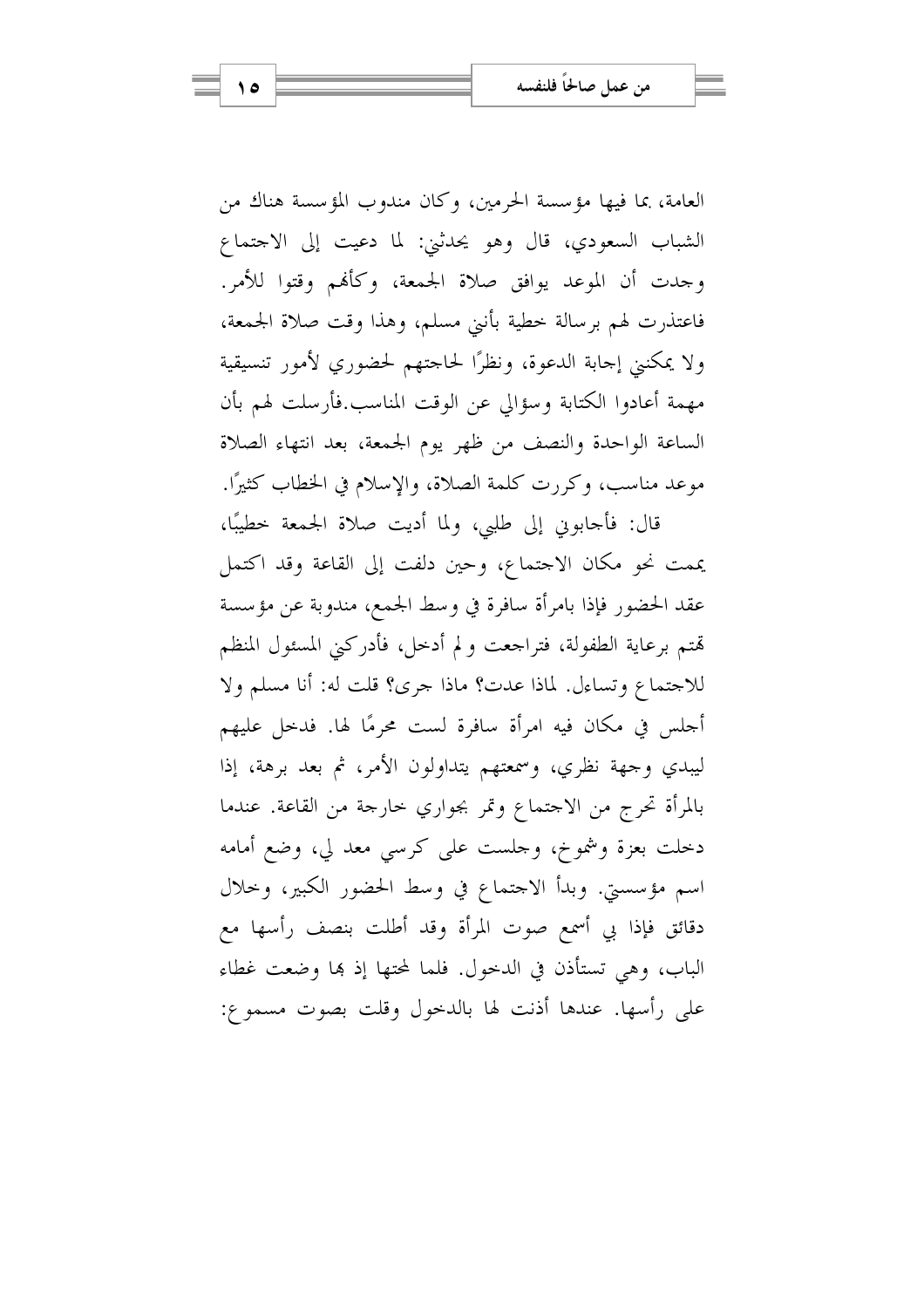العامة، بما فيها مؤسسة الحرمين، وكان مندوب المؤسسة هناك من الشباب السعودي، قال وهو يحدثني: لما دعيت إلى الاجتماع وجدت أن الموعد يوافق صلاة الجمعة، وكأنهم وقتوا للأمر. فاعتذرت لهم برسالة خطية بأنني مسلم، وهذا وقت صلاة الجمعة، ولا يمكنني إجابة الدعوة، ونظرًا لحاجتهم لحضوري لأمور تنسيقية مهمة أعادوا الكتابة وسؤالي عن الوقت المناسب.فأرسلت لهم بأن الساعة الواحدة والنصف من ظهر يوم الجمعة، بعد انتهاء الصلاة موعد مناسب، وكررت كلمة الصلاة، والإسلام في الخطاب كثيرًا.

قال: فأجابوني إلى طلبي، ولما أديت صلاة الجمعة خطيبًا، يممت نحو مكان الاجتماع، وحين دلفت إلى القاعة وقد اكتمل عقد الحضور فإذا بامرأة سافرة في وسط الجمع، مندوبة عن مؤسسة تهتم برعاية الطفولة، فتراجعت ولم أدخل، فأدركني المسئول المنظم للاجتماع وتساءل. لماذا عدت؟ ماذا جرى؟ قلت له: أنا مسلم ولا أجلس في مكان فيه امرأة سافرة لست محرمًا لها. فدخل عليهم ليبدي وجهة نظري، وسمعتهم يتداولون الأمر، ثم بعد برهة، إذا بالمرأة تخرج من الاجتماع وتمر بجواري خارجة من القاعة. عندما دخلت بعزة وشموخ، وجلست على كرسي معد لي، وضع أمامه اسم مؤسستي. وبدأ الاجتماع في وسط الحضور الكبير، وخلال دقائق فإذا بي أسمع صوت المرأة وقد أطلت بنصف رأسها مع الباب، وهي تستأذن في الدخول. فلما لمحتها إذ بها وضعت غطاء على رأسها. عندها أذنت لها بالدخول وقلت بصوت مسموع: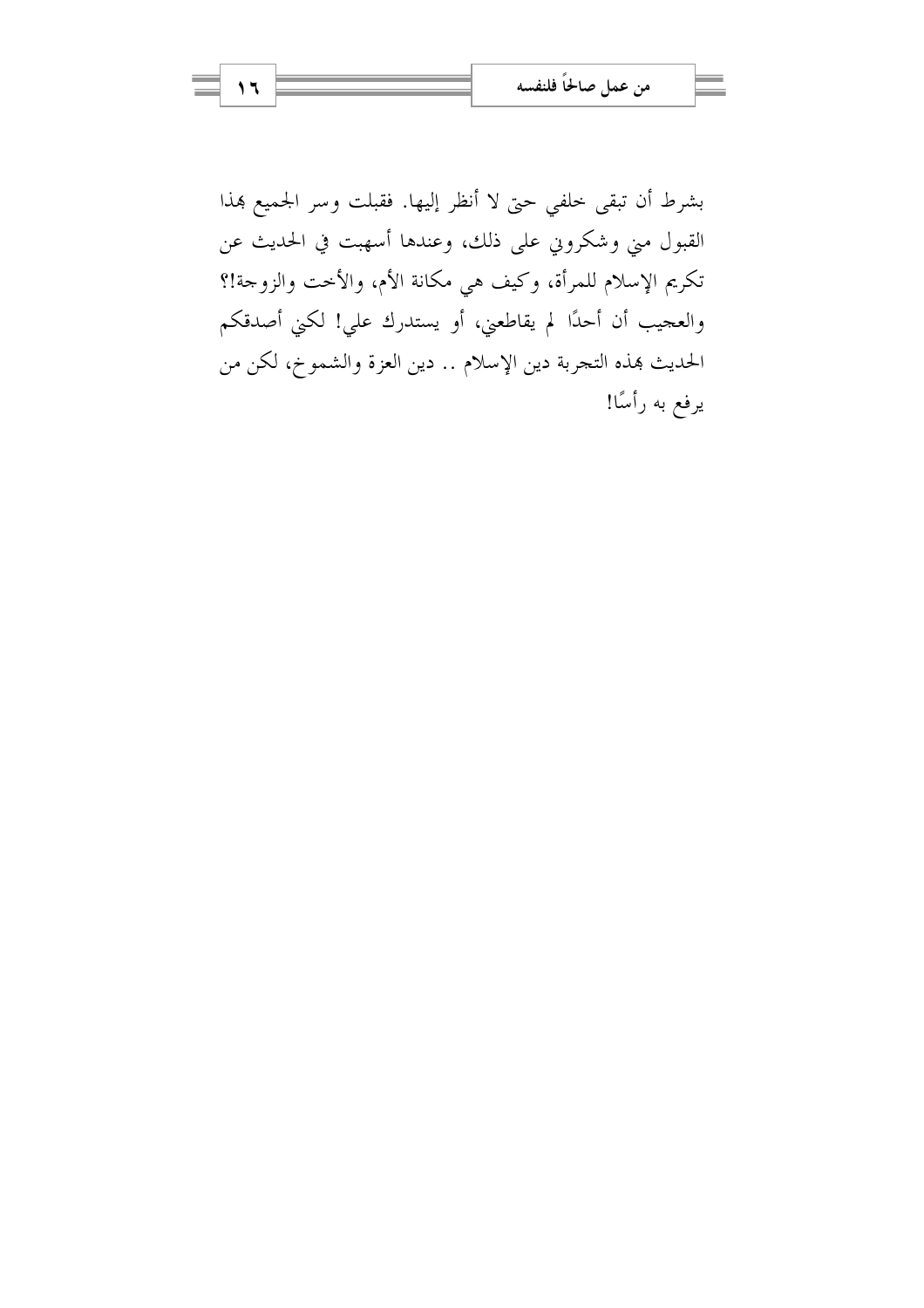بشرط أن تبقى خلفي حتى لا أنظر إليها. فقبلت وسر الجميع بهذا القبول مني وشكروني على ذلك، وعندها أسهبت في الحديث عن تكريم الإسلام للمرأة، وكيف هي مكانة الأم، والأخت والزوجة!؟ والعجيب أن أحدًا لم يقاطعني، أو يستدرك علي! لكني أصدقكم الحديث بهذه التجربة دين الإسلام .. دين العزة والشموخ، لكن من يرفع به رأسًا!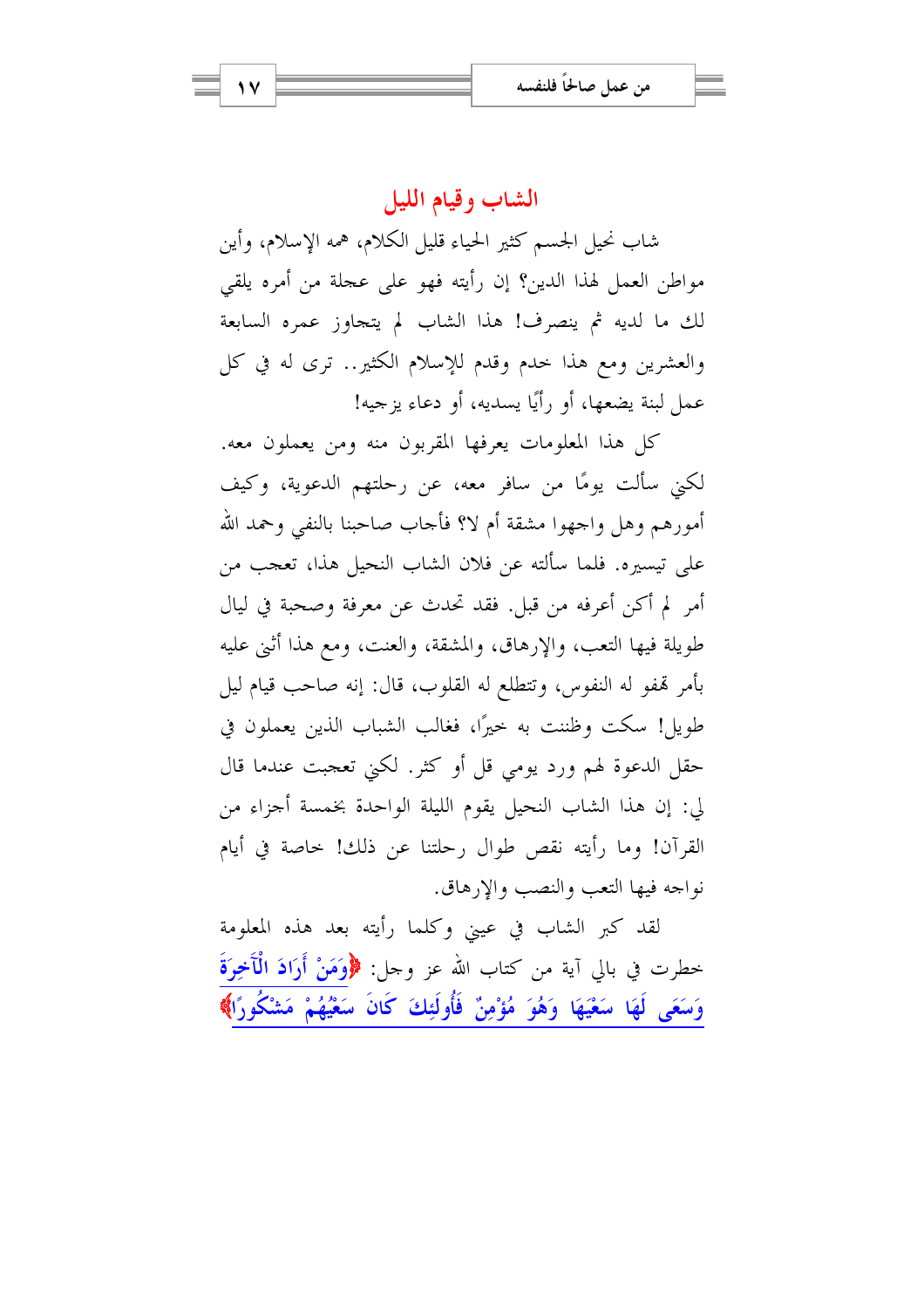## الشاب وقيام الليل

شاب نحيل الجسم كثير الحياء قليل الكلام، همه الإسلام، وأين مواطن العمل لهذا الدين؟ إن رأيته فهو على عجلة من أمره يلقي لك ما لديه ثم ينصرف! هذا الشاب لم يتجاوز عمره السابعة والعشرين ومع هذا خدم وقدم للإسلام الكثير.. ترى له في كل عمل لبنة يضعها، أو رأيًا يسديه، أو دعاء يزجيه!

كل هذا المعلومات يعرفها المقربون منه ومن يعملون معه. لكني سألت يومًا من سافر معه، عن رحلتهم الدعوية، وكيف أمورهم وهل واجهوا مشقة أم لا؟ فأجاب صاحبنا بالنفي وحمد الله على تيسيره. فلما سألته عن فلان الشاب النحيل هذا، تعجب من أمر لم أكن أعرفه من قبل. فقد تحدث عن معرفة وصحبة في ليال طويلة فيها التعب، والإرهاق، والمشقة، والعنت، ومع هذا أثنى عليه بأمر تهفو له النفوس، وتتطلع له القلوب، قال: إنه صاحب قيام ليل طويل! سكت وظننت به خيرًا، فغالب الشباب الذين يعملون في حقل الدعوة لهم ورد يومي قل أو كثر. لكني تعجبت عندما قال لي: إن هذا الشاب النحيل يقوم الليلة الواحدة بخمسة أجزاء من القرآن! وما رأيته نقص طوال رحلتنا عن ذلك! خاصة في أيام نواجه فيها التعب والنصب والإرهاق.

لقد كبر الشاب في عيني وكلما رأيته بعد هذه المعلومة خطرت في بالي آية من كتاب الله عز وجل: ﴿وَمَنْ أَرَادَ الْآخِرَةَ وَسَعَى لَهَا سَعْيَهَا وَهُوَ مُؤْمِنٌ فَأُولَئِكَ كَانَ سَعْيُهُمْ مَشْكُورًا﴾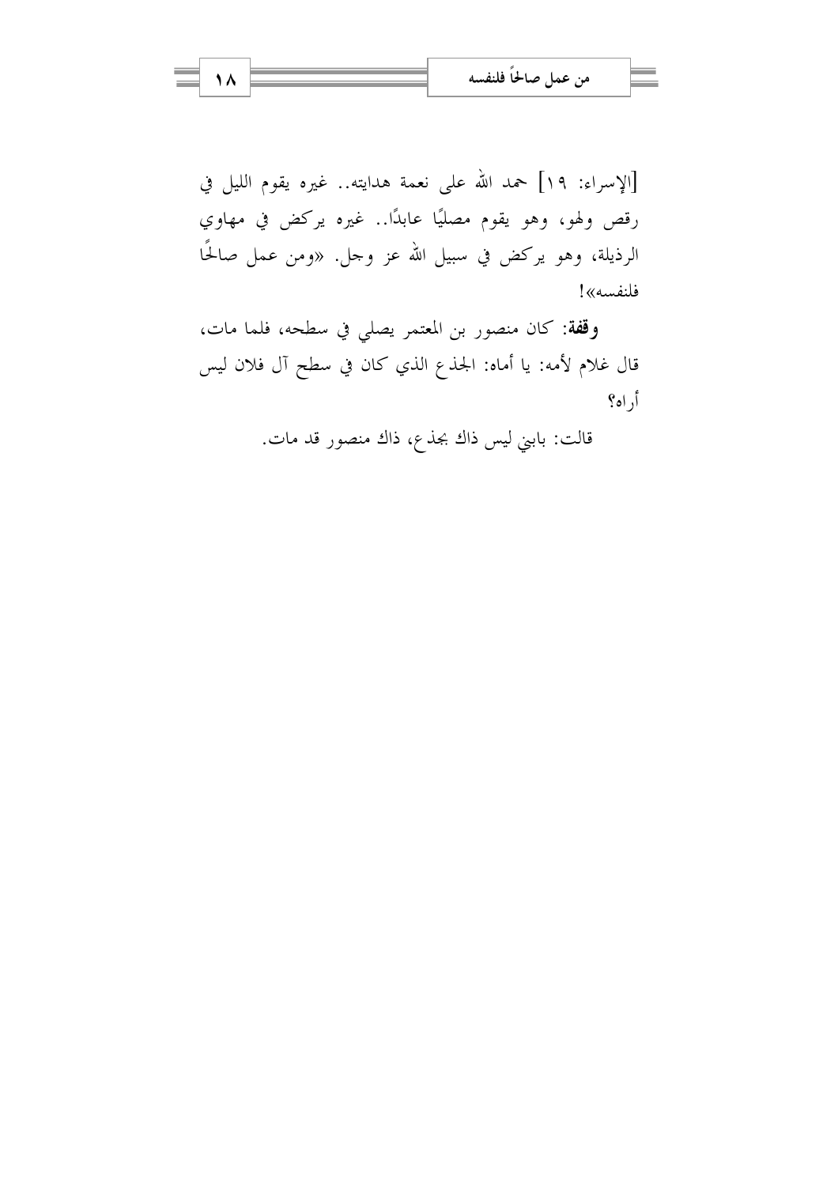[الإسراء: ١٩] حمد الله على نعمة هدايته.. غيره يقوم الليل في رقص ولهو، وهو يقوم مصليًا عابدًا.. غيره يركض في مهاوي الرذيلة، وهو يركض في سبيل الله عز وجل. «ومن عمل صالحًا فلنفسه»!

**وقفة**: كان منصور بن المعتمر يصلي في سطحه، فلما مات، قال غلام لأمه: يا أماه: الجذع الذي كان في سطح آل فلان ليس أراه؟

قالت: بابني ليس ذاك بجذع، ذاك منصور قد مات.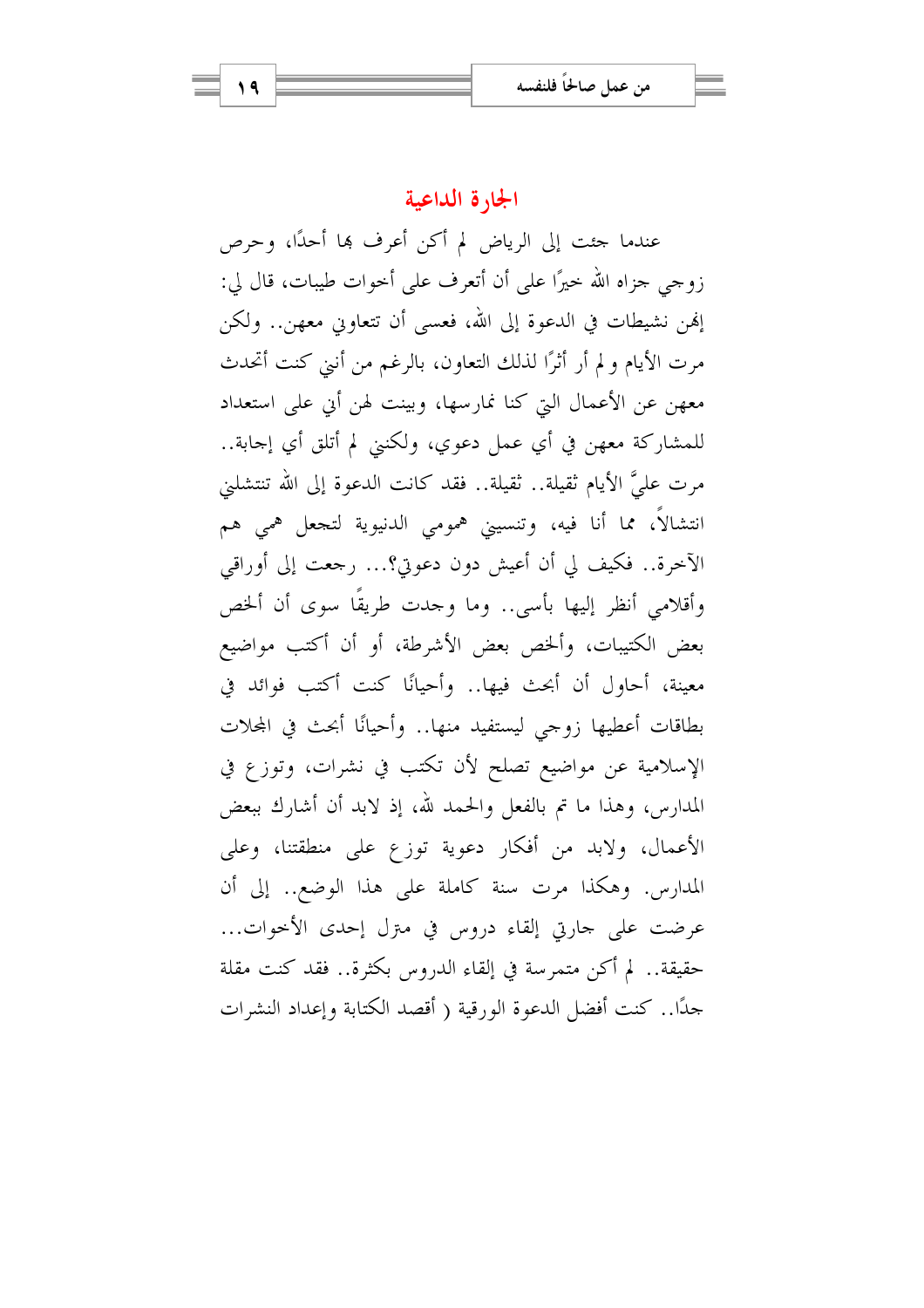## الجارة الداعية

عندما جئت إلى الرياض لم أكن أعرف بها أحدًا، وحرص زوجي جزاه الله خيرًا على أن أتعرف على أخوات طيبات، قال لي: إنهن نشيطات في الدعوة إلى الله، فعسى أن تتعاوني معهن.. ولكن مرت الأيام و لم أر أثرًا لذلك التعاون، بالرغم من أنني كنت أتحدث معهن عن الأعمال التي كنا نمارسها، وبينت لهن أني على استعداد للمشاركة معهن في أي عمل دعوي، ولكنني لم أتلق أي إجابة.. مرت عليَّ الأيام ثقيلة.. ثقيلة.. فقد كانت الدعوة إلى الله تنتشلني انتشالاً، مما أنا فيه، وتنسيني همومي الدنيوية لتجعل همي هم الآخرة.. فكيف لي أن أعيش دون دعوتي؟... رجعت إلى أوراقي وأقلامي أنظر إليها بأسى.. وما وجدت طريقًا سوى أن ألخص بعض الكتيبات، وألخص بعض الأشرطة، أو أن أكتب مواضيع معينة، أحاول أن أبحث فيها.. وأحيانًا كنت أكتب فوائد في بطاقات أعطيها زوجي ليستفيد منها.. وأحيانًا أبحث في المجلات الإسلامية عن مواضيع تصلح لأن تكتب في نشرات، وتوزع في المدارس، وهذا ما تم بالفعل والحمد لله، إذ لابد أن أشارك ببعض الأعمال، ولابد من أفكار دعوية توزع على منطقتنا، وعلى المدارس. وهكذا مرت سنة كاملة على هذا الوضع.. إلى أن عرضت على جارتي إلقاء دروس في منزل إحدى الأخوات... حقيقة.. لم أكن متمرسة في إلقاء الدروس بكثرة.. فقد كنت مقلة جدًا.. كنت أفضل الدعوة الورقية ( أقصد الكتابة وإعداد النشرات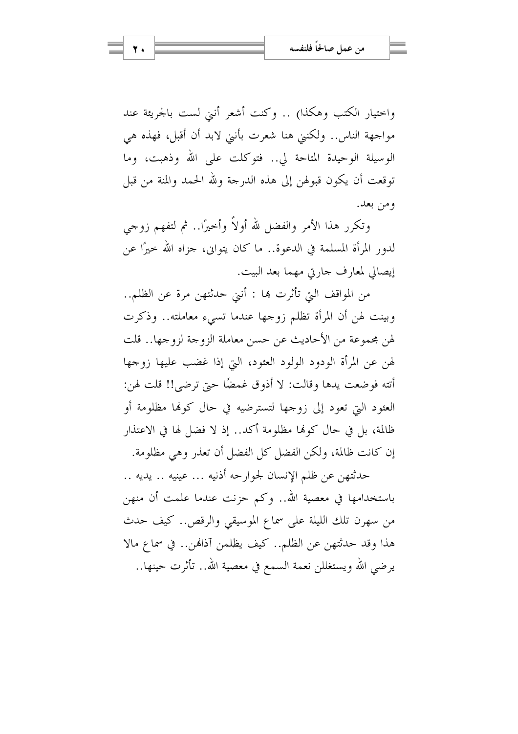واختيار الكتب وهكذا) .. وكنت أشعر أنني لست بالجريئة عند مواجهة الناس.. ولكنني هنا شعرت بأنني لابد أن أقبل، فهذه هي الوسيلة الوحيدة المتاحة لي.. فتوكلت على الله وذهبت، وما توقعت أن يكون قبولهن إلى هذه الدرجة ولله الحمد والمنة من قبل ومن بعد.

وتكرر هذا الأمر والفضل لله أولاً وأخيرًا.. ثم لتفهم زوجي لدور المرأة المسلمة في الدعوة.. ما كان يتوانى، جزاه الله خيرًا عن إيصالي لمعارف جارتي مهما بعد البيت.

من المواقف التي تأثرت بها : أنني حدثتهن مرة عن الظلم.. وبينت لهن أن المرأة تظلم زوجها عندما تسيء معاملته.. وذكرت لهن مجموعة من الأحاديث عن حسن معاملة الزوجة لزوجها.. قلت لهن عن المرأة الودود الولود العئود، التي إذا غضب عليها زوجها أتته فوضعت يدها وقالت: لا أذوق غمضًا حتى ترضى!! قلت لهن: العئود التي تعود إلى زوجها لتسترضيه في حال كونها مظلومة أو ظالمة، بل في حال كونها مظلومة أكد.. إذ لا فضل لها في الاعتذار إن كانت ظالمة، ولكن الفضل كل الفضل أن تعذر وهي مظلومة.

حدثتهن عن ظلم الإنسان لجوارحه أذنيه ... عينيه .. يديه .. باستخدامها في معصية الله.. وكم حزنت عندما علمت أن منهن من سهرن تلك الليلة على سماع الموسيقى والرقص.. كيف حدث هذا وقد حدثتهن عن الظلم.. كيف يظلمن آذانهن.. في سماع مالا يرضي الله ويستغللن نعمة السمع في معصية الله.. تأثرت حينها..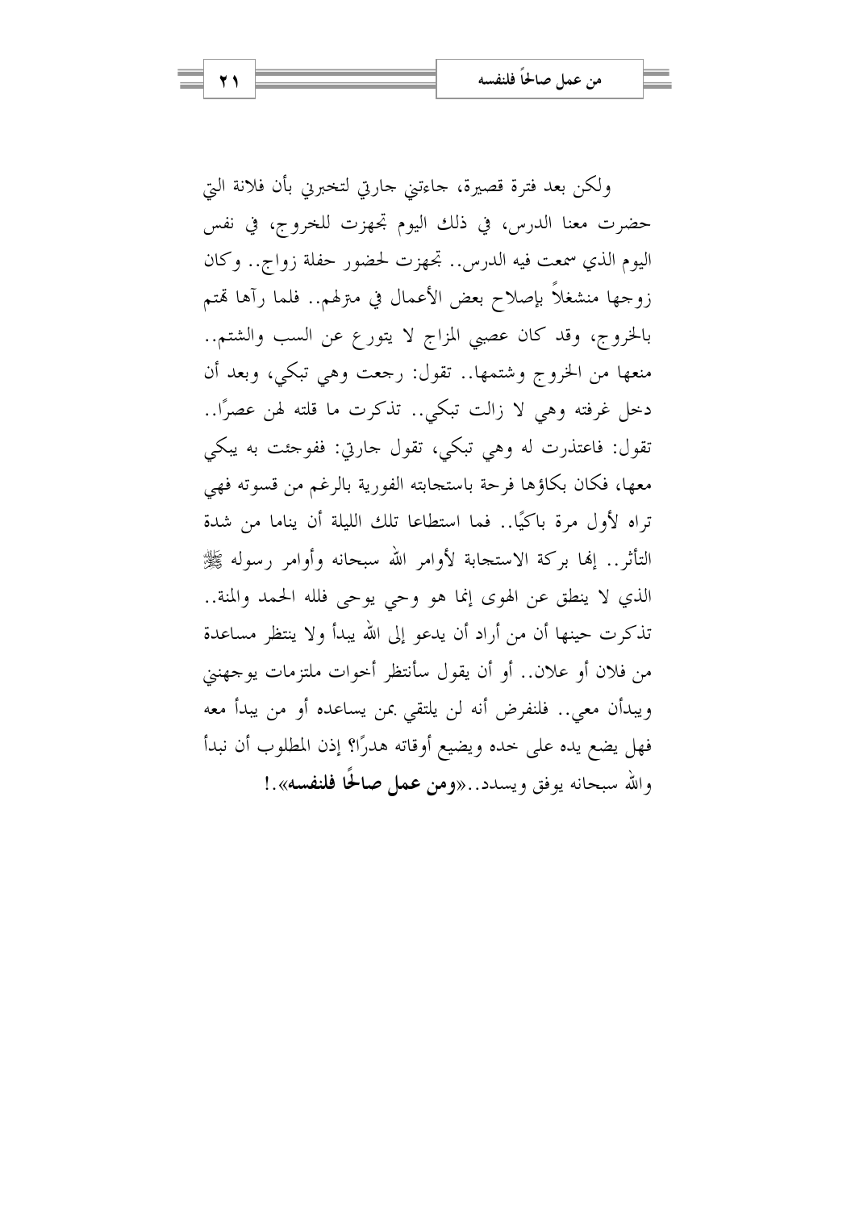ولكن بعد فترة قصيرة، جاءتني جارتي لتخبرني بأن فلانة التي حضرت معنا الدرس، في ذلك اليوم تجهزت للخروج، في نفس اليوم الذي سمعت فيه الدرس.. تجهزت لحضور حفلة زواج.. وكان زوجها منشغلاً بإصلاح بعض الأعمال في منزلهم.. فلما رآها تهتم بالخروج، وقد كان عصبي المزاج لا يتورع عن السب والشتم.. منعها من الخروج وشتمها.. تقول: رجعت وهي تبكي، وبعد أن دخل غرفته وهي لا زالت تبكي.. تذكرت ما قلته لهن عصرًا.. تقول: فاعتذرت له وهي تبكي، تقول جارتي: ففوجئت به يبكي معها، فكان بكاؤها فرحة باستجابته الفورية بالرغم من قسوته فهي تراه لأول مرة باكيًا.. فما استطاعا تلك الليلة أن يناما من شدة التأثر.. إنها بركة الاستجابة لأوامر الله سبحانه وأوامر رسوله ﷺ الذي لا ينطق عن الهوى إنما هو وحي يوحى فلله الحمد والمنة.. تذكرت حينها أن من أراد أن يدعو إلى الله يبدأ ولا ينتظر مساعدة من فلان أو علان.. أو أن يقول سأنتظر أخوات ملتزمات يوجهنني ويبدأن معي.. فلنفرض أنه لن يلتقي بمن يساعده أو من يبدأ معه فهل يضع يده على خده ويضيع أوقاته هدرًا؟ إذن المطلوب أن نبدأ والله سبحانه يوفق ويسدد..«**ومن عمل صالحًا فلنفسه**».!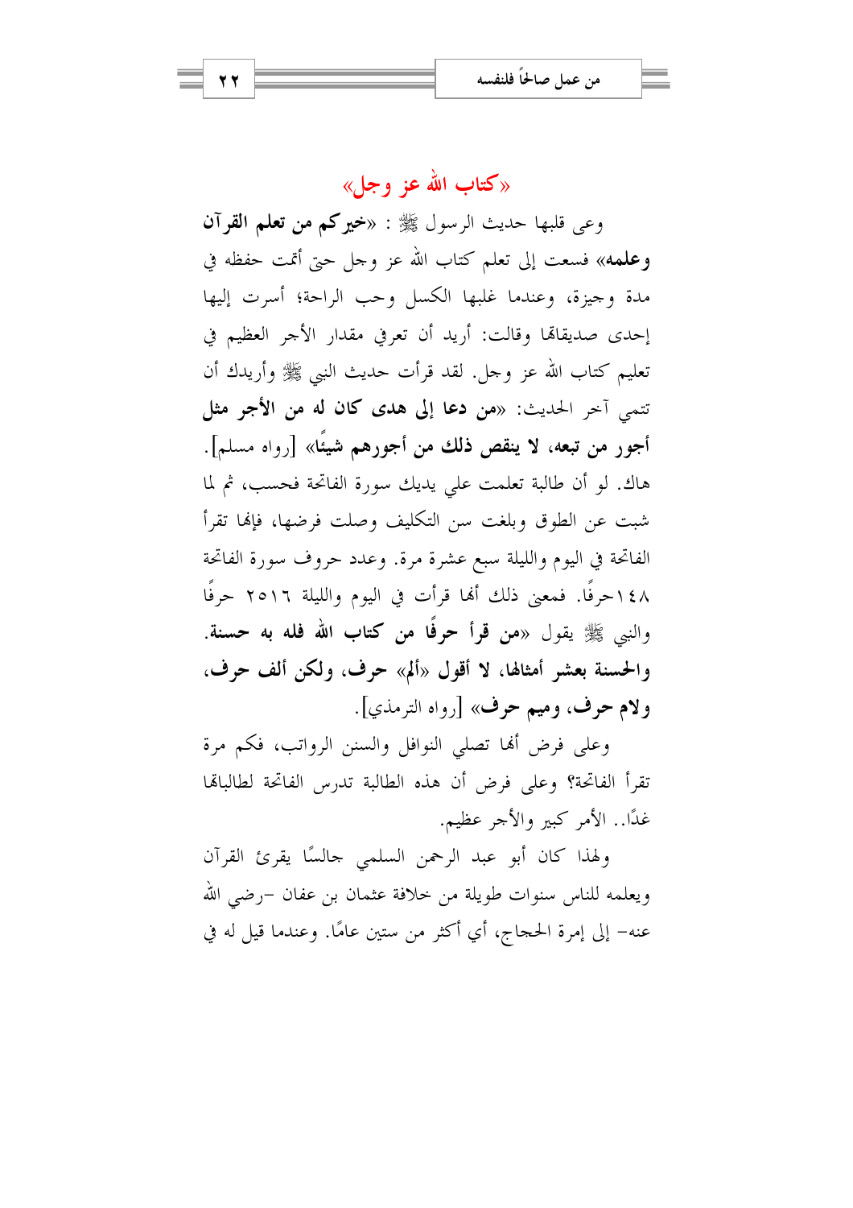## «كتاب الله عز وجل»

وعى قلبها حديث الرسول ﷺ : «**خيركم من تعلم القرآن وعلمه**» فسعت إلى تعلم كتاب الله عز وجل حتى أتمت حفظه في مدة وجيزة، وعندما غلبها الكسل وحب الراحة؛ أسرت إليها إحدى صديقاتها وقالت: أريد أن تعرفي مقدار الأجر العظيم في تعليم كتاب الله عز وجل. لقد قرأت حديث النبي ﷺ وأريدك أن تتمي آخر الحديث: «**من دعا إلى هدى كان له من الأجر مثل أجور من تبعه، لا ينقص ذلك من أجورهم شيئًا**» [رواه مسلم]. هاك. لو أن طالبة تعلمت علي يديك سورة الفاتحة فحسب، ثم لما شبت عن الطوق وبلغت سن التكليف وصلت فرضها، فإنها تقرأ الفاتحة في اليوم والليلة سبع عشرة مرة. وعدد حروف سورة الفاتحة ١٤٨حرفًا. فمعنى ذلك أنها قرأت في اليوم والليلة ٢٥١٦ حرفًا والنبي ﷺ يقول «**من قرأ حرفًا من كتاب الله فله به حسنة. والحسنة بعشر أمثالها، لا أقول «ألم» حرف، ولكن ألف حرف، ولام حرف، وميم حرف**» [رواه الترمذي].

وعلى فرض أنها تصلي النوافل والسنن الرواتب، فكم مرة تقرأ الفاتحة؟ وعلى فرض أن هذه الطالبة تدرس الفاتحة لطالباتها غدًا.. الأمر كبير والأجر عظيم.

ولهذا كان أبو عبد الرحمن السلمي جالسًا يقرئ القرآن ويعلمه للناس سنوات طويلة من خلافة عثمان بن عفان –رضي الله عنه– إلى إمرة الحجاج، أي أكثر من ستين عامًا. وعندما قيل له في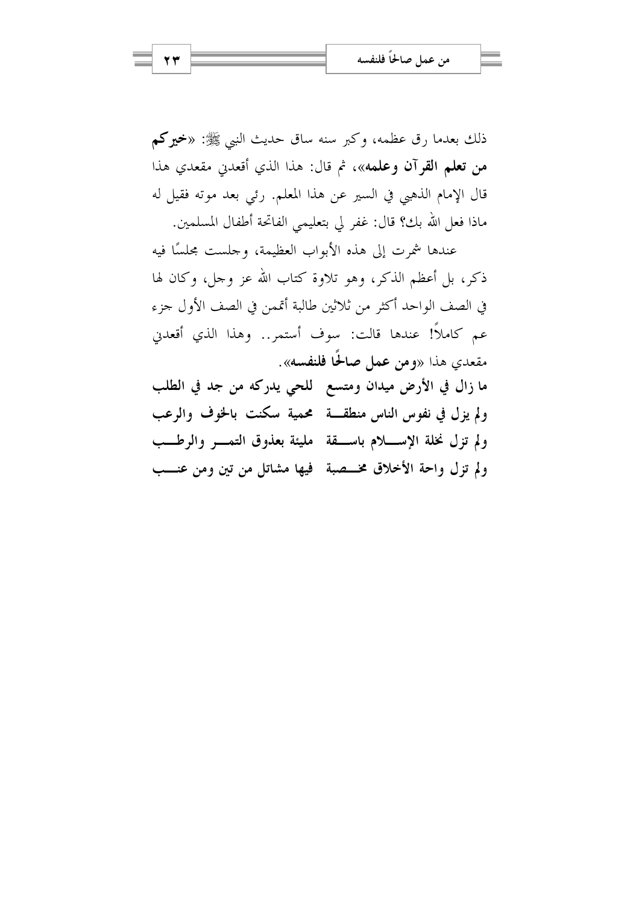ذلك بعدما رق عظمه، وكبر سنه ساق حديث النبي ﷺ: «**خيركم من تعلم القرآن وعلمه**»، ثم قال: هذا الذي أقعدني مقعدي هذا قال الإمام الذهبي في السير عن هذا المعلم. رئي بعد موته فقيل له ماذا فعل الله بك؟ قال: غفر لي بتعليمي الفاتحة أطفال المسلمين.

عندها شمرت إلى هذه الأبواب العظيمة، وجلست مجلسًا فيه ذكر، بل أعظم الذكر، وهو تلاوة كتاب الله عز وجل، وكان لها في الصف الواحد أكثر من ثلاثين طالبة أتممن في الصف الأول جزء عم كاملاً! عندها قالت: سوف أستمر.. وهذا الذي أقعدني مقعدي هذا «**ومن عمل صالحًا فلنفسه**».

**ما زال في الأرض ميدان ومتسع ... للحي يدركه من جد في الطلب**

**ولم يزل في نفوس الناس منطقة ... محمية سكنت بالخوف والرعب**

**ولم تزل نخلة الإسلام باسقة ... مليئة بعذوق التمر والرطب**

**ولم تزل واحة الأخلاق مخصبة ... فيها مشاتل من تين ومن عنب**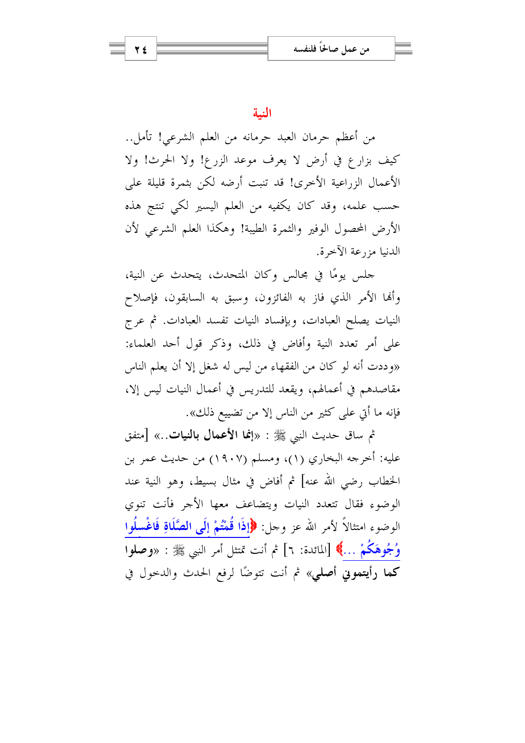## النية

من أعظم حرمان العبد حرمانه من العلم الشرعي! تأمل.. كيف بزارع في أرض لا يعرف موعد الزرع! ولا الحرث! ولا الأعمال الزراعية الأخرى! قد تنبت أرضه لكن بثمرة قليلة على حسب علمه، وقد كان يكفيه من العلم اليسير لكي تنتج هذه الأرض المحصول الوفير والثمرة الطيبة! وهكذا العلم الشرعي لأن الدنيا مزرعة الآخرة.

جلس يومًا في مجالس وكان المتحدث، يتحدث عن النية، وأنها الأمر الذي فاز به الفائزون، وسبق به السابقون، فإصلاح النيات يصلح العبادات، وبإفساد النيات تفسد العبادات. ثم عرج على أمر تعدد النية وأفاض في ذلك، وذكر قول أحد العلماء: «وددت أنه لو كان من الفقهاء من ليس له شغل إلا أن يعلم الناس مقاصدهم في أعمالهم، ويقعد للتدريس في أعمال النيات ليس إلا، فإنه ما أتي على كثير من الناس إلا من تضييع ذلك».

ثم ساق حديث النبي ﷺ : «**إنما الأعمال بالنيات**..» [متفق عليه: أخرجه البخاري (١)، ومسلم (١٩٠٧) من حديث عمر بن الخطاب رضي الله عنه] ثم أفاض في مثال بسيط، وهو النية عند الوضوء فقال تتعدد النيات ويتضاعف معها الأجر فأنت تنوي الوضوء امتثالاً لأمر الله عز وجل: ﴿**إِذَا قُمْتُمْ إِلَى الصَّلَاةِ فَاغْسِلُوا وُجُوهَكُمْ ...**﴾ [المائدة: ٦] ثم أنت تمتثل أمر النبي ﷺ : «**وصلوا كما رأيتموني أصلي**» ثم أنت تتوضأ لرفع الحدث والدخول في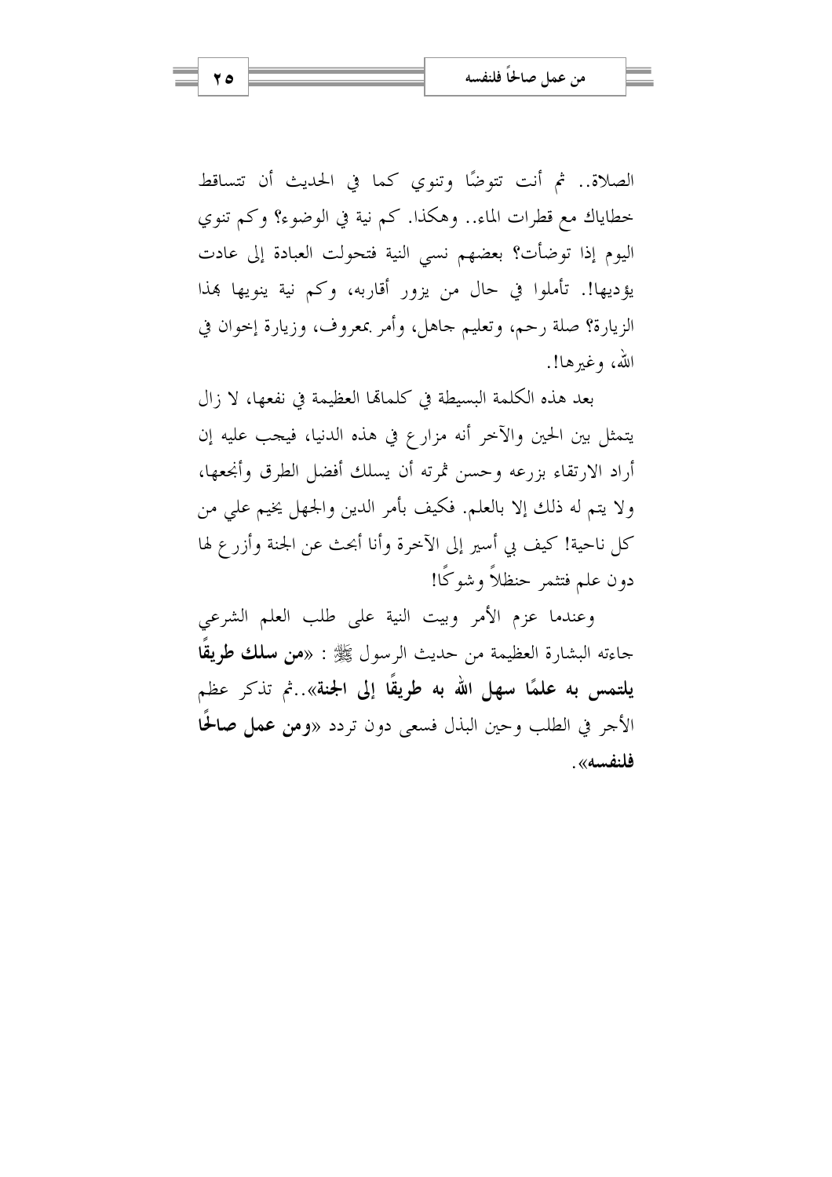الصلاة.. ثم أنت تتوضأ وتنوي كما في الحديث أن تتساقط خطاياك مع قطرات الماء.. وهكذا. كم نية في الوضوء؟ وكم تنوي اليوم إذا توضأت؟ بعضهم نسي النية فتحولت العبادة إلى عادت يؤديها!. تأملوا في حال من يزور أقاربه، وكم نية ينويها بهذا الزيارة؟ صلة رحم، وتعليم جاهل، وأمر بمعروف، وزيارة إخوان في الله، وغيرها!.

بعد هذه الكلمة البسيطة في كلماتها العظيمة في نفعها، لا زال يتمثل بين الحين والآخر أنه مزارع في هذه الدنيا، فيجب عليه إن أراد الارتقاء بزرعه وحسن ثمرته أن يسلك أفضل الطرق وأنجعها، ولا يتم له ذلك إلا بالعلم. فكيف بأمر الدين والجهل يخيم علي من كل ناحية! كيف بي أسير إلى الآخرة وأنا أبحث عن الجنة وأزرع لها دون علم فتثمر حنظلاً وشوكًا!

وعندما عزم الأمر وبيت النية على طلب العلم الشرعي جاءته البشارة العظيمة من حديث الرسول ﷺ: «**من سلك طريقًا يلتمس به علمًا سهل الله به طريقًا إلى الجنة**»..ثم تذكر عظم الأجر في الطلب وحين البذل فسعى دون تردد «**ومن عمل صالحًا فلنفسه**».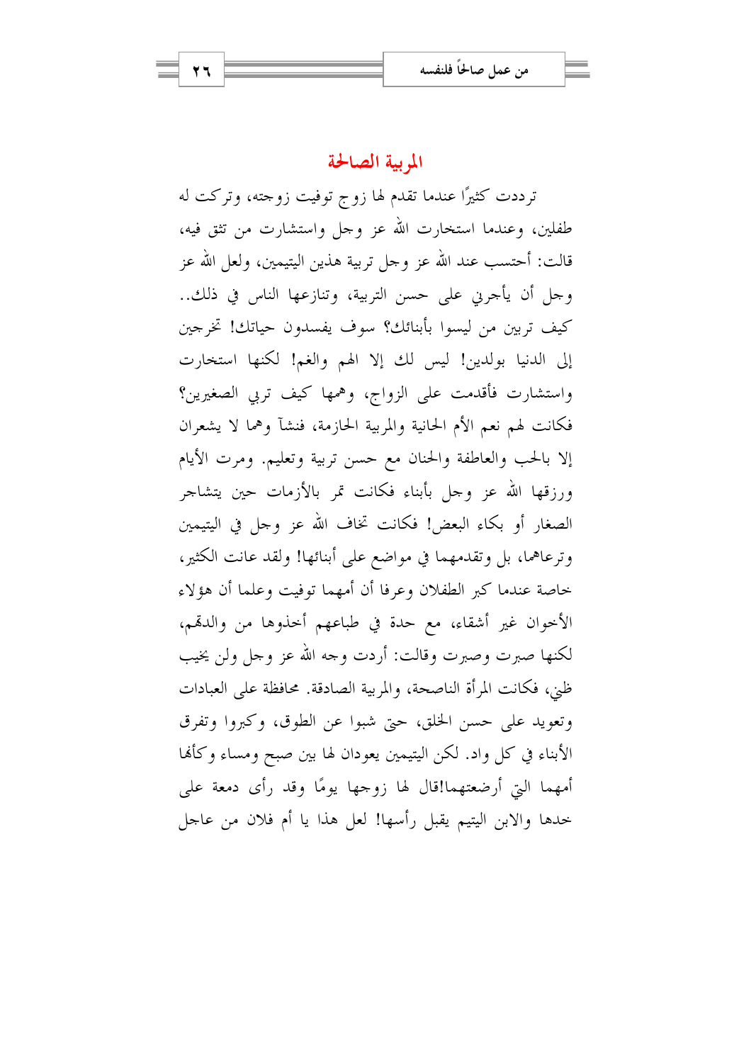## المربية الصالحة

ترددت كثيرًا عندما تقدم لها زوج توفيت زوجته، وتركت له طفلين، وعندما استخارت الله عز وجل واستشارت من تثق فيه، قالت: أحتسب عند الله عز وجل تربية هذين اليتيمين، ولعل الله عز وجل أن يأجرني على حسن التربية، وتنازعها الناس في ذلك.. كيف تربين من ليسوا بأبنائك؟ سوف يفسدون حياتك! تخرجين إلى الدنيا بولدين! ليس لك إلا الهم والغم! لكنها استخارت واستشارت فأقدمت على الزواج، وهمها كيف تربي الصغيرين؟ فكانت لهم نعم الأم الحانية والمربية الحازمة، فنشآ وهما لا يشعران إلا بالحب والعاطفة والحنان مع حسن تربية وتعليم. ومرت الأيام ورزقها الله عز وجل بأبناء فكانت تمر بالأزمات حين يتشاجر الصغار أو بكاء البعض! فكانت تخاف الله عز وجل في اليتيمين وترعاهما، بل وتقدمهما في مواضع على أبنائها! ولقد عانت الكثير، خاصة عندما كبر الطفلان وعرفا أن أمهما توفيت وعلما أن هؤلاء الأخوان غير أشقاء، مع حدة في طباعهم أخذوها من والدهم، لكنها صبرت وصبرت وقالت: أردت وجه الله عز وجل ولن يخيب ظني، فكانت المرأة الناصحة، والمربية الصادقة. محافظة على العبادات وتعويد على حسن الخلق، حتى شبوا عن الطوق، وكبروا وتفرق الأبناء في كل واد. لكن اليتيمين يعودان لها بين صبح ومساء وكأنها أمهما التي أرضعتهما!قال لها زوجها يومًا وقد رأى دمعة على خدها والابن اليتيم يقبل رأسها! لعل هذا يا أم فلان من عاجل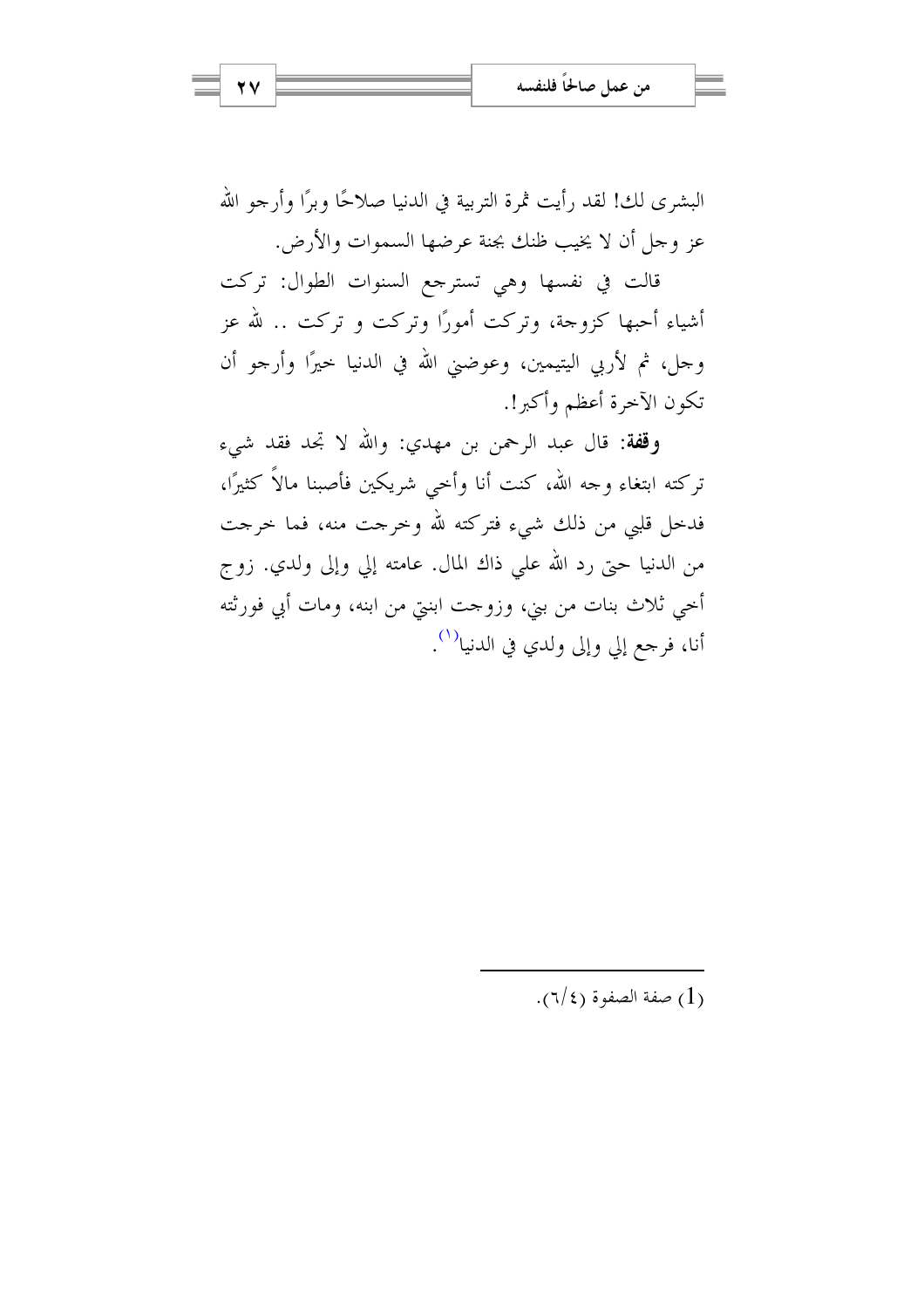البشرى لك! لقد رأيت ثمرة التربية في الدنيا صلاحًا وبرًا وأرجو الله عز وجل أن لا يخيب ظنك بجنة عرضها السموات والأرض.

قالت في نفسها وهي تسترجع السنوات الطوال: تركت أشياء أحبها كزوجة، وتركت أمورًا وتركت و تركت .. لله عز وجل، ثم لأربي اليتيمين، وعوضني الله في الدنيا خيرًا وأرجو أن تكون الآخرة أعظم وأكبر!.

**وقفة:** قال عبد الرحمن بن مهدي: والله لا تجد فقد شيء تركته ابتغاء وجه الله، كنت أنا وأخي شريكين فأصبنا مالاً كثيرًا، فدخل قلبي من ذلك شيء فتركته لله وخرجت منه، فما خرجت من الدنيا حتى رد الله علي ذاك المال. عامته إلي وإلى ولدي. زوج أخي ثلاث بنات من بني، وزوجت ابنتي من ابنه، ومات أبي فورثته أنا، فرجع إلي وإلى ولدي في الدنيا[1].

---

(1) صفة الصفوة (٤/٦).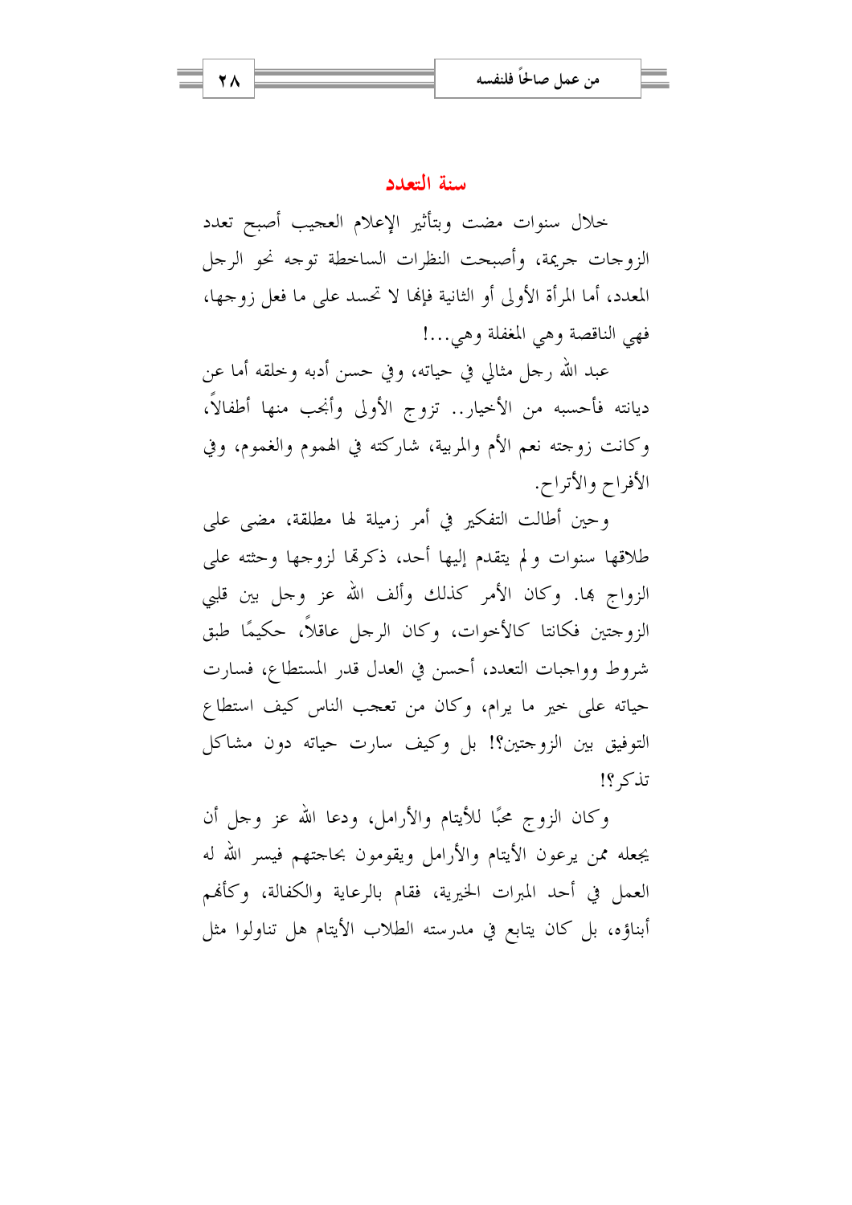## سنة التعدد

خلال سنوات مضت وبتأثير الإعلام العجيب أصبح تعدد الزوجات جريمة، وأصبحت النظرات الساخطة توجه نحو الرجل المعدد، أما المرأة الأولى أو الثانية فإنها لا تحسد على ما فعل زوجها، فهي الناقصة وهي المغفلة وهي...!

عبد الله رجل مثالي في حياته، وفي حسن أدبه وخلقه أما عن ديانته فأحسبه من الأخيار.. تزوج الأولى وأنجب منها أطفالاً، وكانت زوجته نعم الأم والمربية، شاركته في الهموم والغموم، وفي الأفراح والأتراح.

وحين أطالت التفكير في أمر زميلة لها مطلقة، مضى على طلاقها سنوات ولم يتقدم إليها أحد، ذكرتها لزوجها وحثته على الزواج بها. وكان الأمر كذلك وألف الله عز وجل بين قلبي الزوجتين فكانتا كالأخوات، وكان الرجل عاقلاً، حكيمًا طبق شروط وواجبات التعدد، أحسن في العدل قدر المستطاع، فسارت حياته على خير ما يرام، وكان من تعجب الناس كيف استطاع التوفيق بين الزوجتين؟! بل وكيف سارت حياته دون مشاكل تذكر؟!

وكان الزوج محبًا للأيتام والأرامل، ودعا الله عز وجل أن يجعله ممن يرعون الأيتام والأرامل ويقومون بحاجتهم فيسر الله له العمل في أحد المبرات الخيرية، فقام بالرعاية والكفالة، وكأنهم أبناؤه، بل كان يتابع في مدرسته الطلاب الأيتام هل تناولوا مثل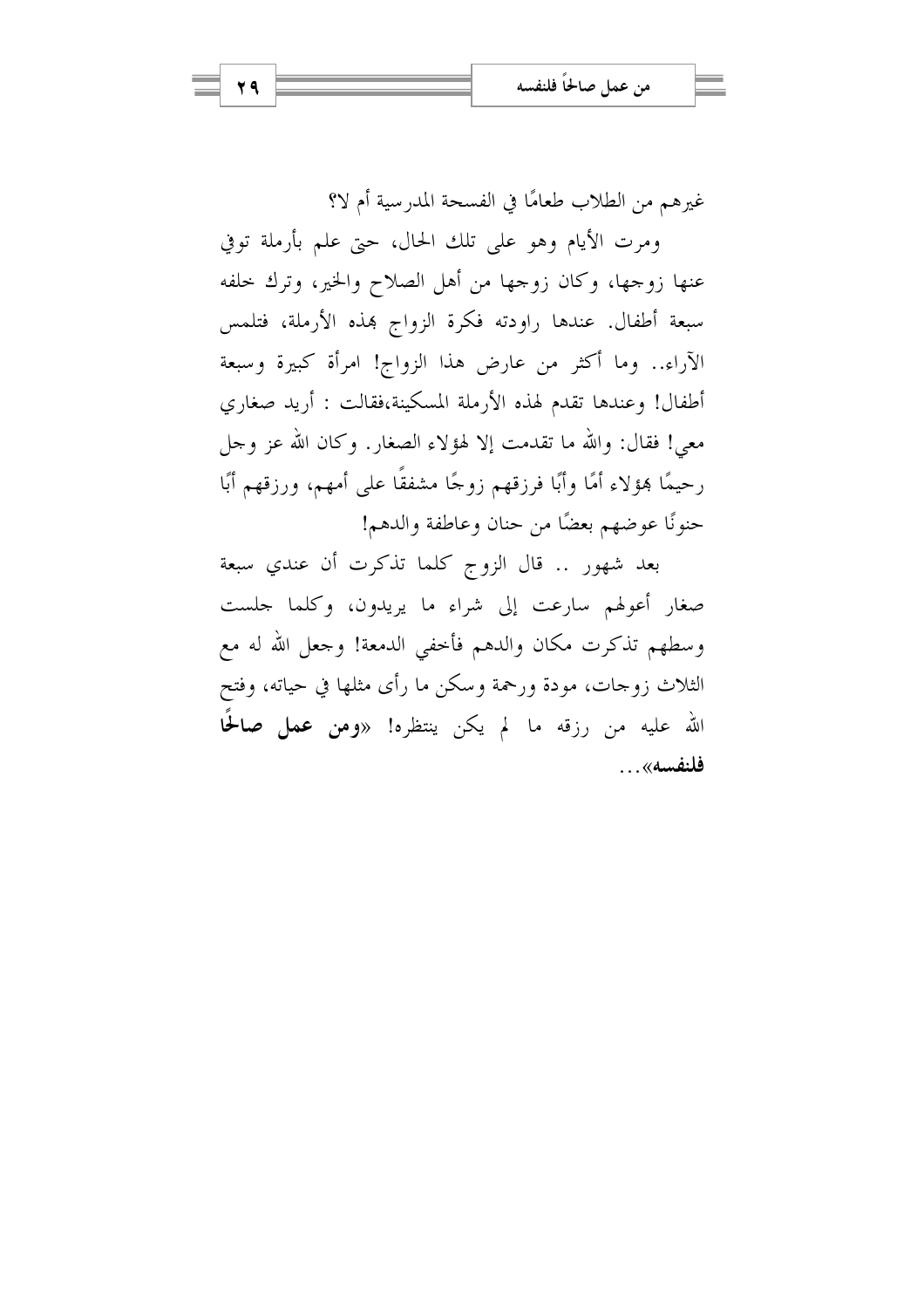غيرهم من الطلاب طعامًا في الفسحة المدرسية أم لا؟

ومرت الأيام وهو على تلك الحال، حتى علم بأرملة توفي عنها زوجها، وكان زوجها من أهل الصلاح والخير، وترك خلفه سبعة أطفال. عندها راودته فكرة الزواج بهذه الأرملة، فتلمس الآراء.. وما أكثر من عارض هذا الزواج! امرأة كبيرة وسبعة أطفال! وعندها تقدم لهذه الأرملة المسكينة،فقالت : أريد صغاري معي! فقال: والله ما تقدمت إلا لهؤلاء الصغار. وكان الله عز وجل رحيمًا بهؤلاء أمًا وأبًا فرزقهم زوجًا مشفقًا على أمهم، ورزقهم أبًا حنونًا عوضهم بعضًا من حنان وعاطفة والدهم!

بعد شهور .. قال الزوج كلما تذكرت أن عندي سبعة صغار أعولهم سارعت إلى شراء ما يريدون، وكلما جلست وسطهم تذكرت مكان والدهم فأخفي الدمعة! وجعل الله له مع الثلاث زوجات، مودة ورحمة وسكن ما رأى مثلها في حياته، وفتح الله عليه من رزقه ما لم يكن ينتظره! «**ومن عمل صالحًا فلنفسه**»...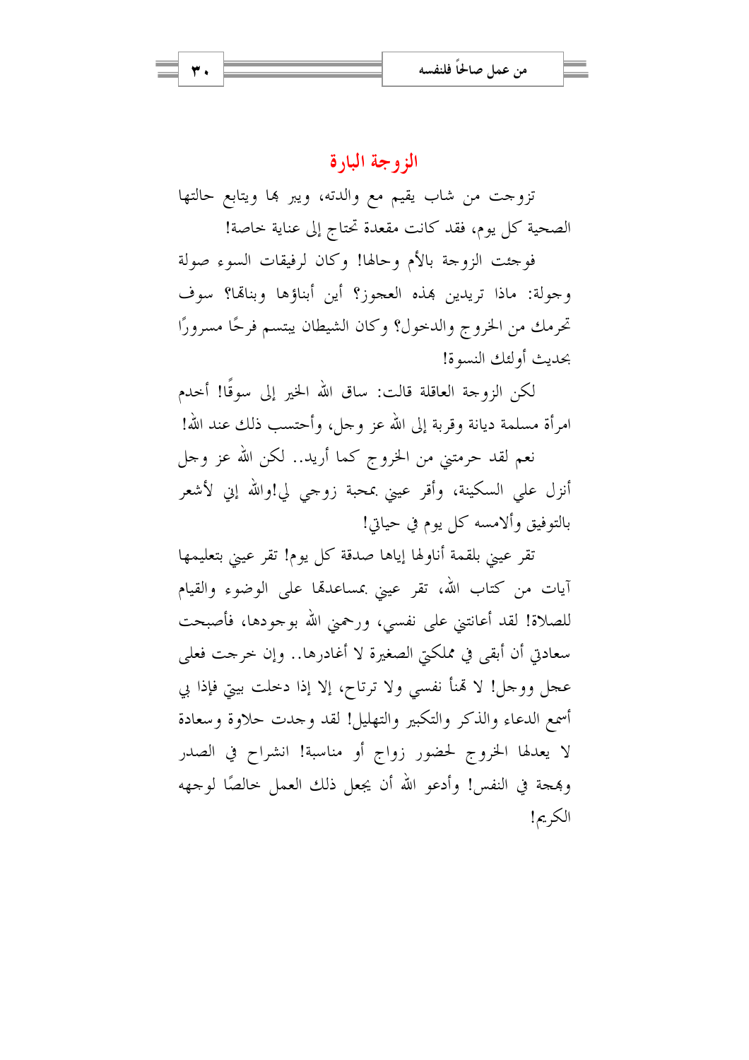## الزوجة البارة

تزوجت من شاب يقيم مع والدته، ويبر بها ويتابع حالتها الصحية كل يوم، فقد كانت مقعدة تحتاج إلى عناية خاصة!

فوجئت الزوجة بالأم وحالها! وكان لرفيقات السوء صولة وجولة: ماذا تريدين بهذه العجوز؟ أين أبناؤها وبناتها؟ سوف تحرمك من الخروج والدخول؟ وكان الشيطان يبتسم فرحًا مسرورًا بحديث أولئك النسوة!

لكن الزوجة العاقلة قالت: ساق الله الخير إلى سوقًا! أخدم امرأة مسلمة ديانة وقربة إلى الله عز وجل، وأحتسب ذلك عند الله!

نعم لقد حرمتني من الخروج كما أريد.. لكن الله عز وجل أنزل علي السكينة، وأقر عيني بمحبة زوجي لي!والله إني لأشعر بالتوفيق وألامسه كل يوم في حياتي!

تقر عيني بلقمة أناولها إياها صدقة كل يوم! تقر عيني بتعليمها آيات من كتاب الله، تقر عيني بمساعدتها على الوضوء والقيام للصلاة! لقد أعانتني على نفسي، ورحمني الله بوجودها، فأصبحت سعادتي أن أبقى في مملكتي الصغيرة لا أغادرها.. وإن خرجت فعلى عجل ووجل! لا تهنأ نفسي ولا ترتاح، إلا إذا دخلت بيتي فإذا بي أسمع الدعاء والذكر والتكبير والتهليل! لقد وجدت حلاوة وسعادة لا يعدلها الخروج لحضور زواج أو مناسبة! انشراح في الصدر وبهجة في النفس! وأدعو الله أن يجعل ذلك العمل خالصًا لوجهه الكريم!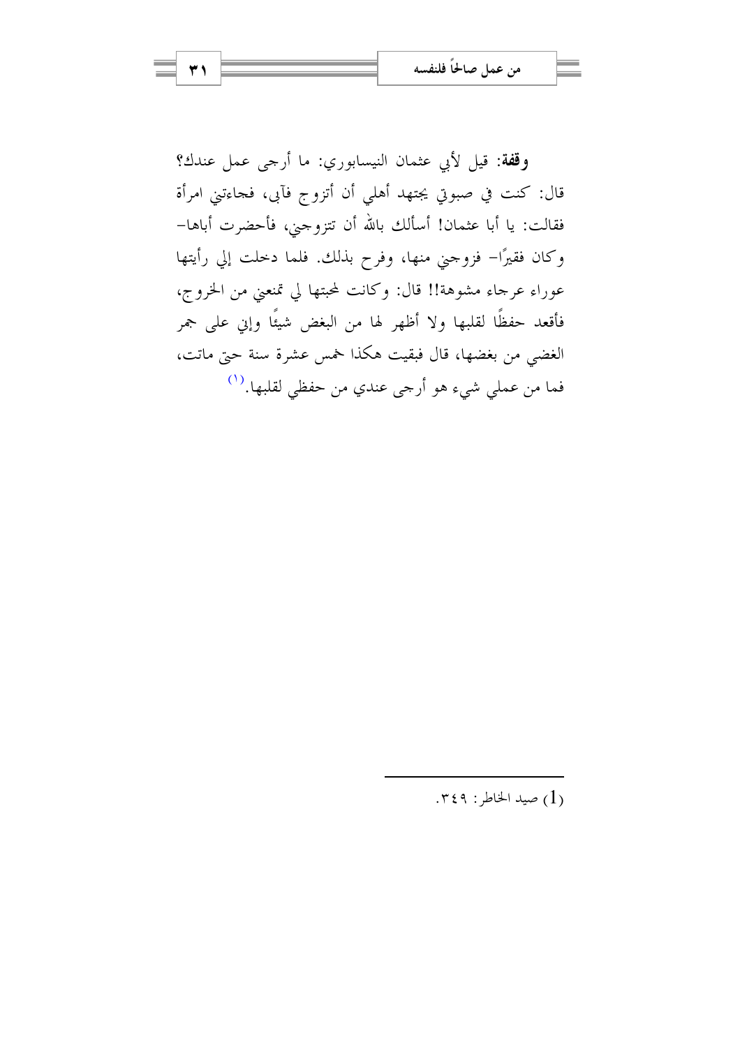**وقفة**: قيل لأبي عثمان النيسابوري: ما أرجى عمل عندك؟ قال: كنت في صبوتي يجتهد أهلي أن أتزوج فآبى، فجاءتني امرأة فقالت: يا أبا عثمان! أسألك بالله أن تتزوجني، فأحضرت أباها- وكان فقيرًا- فزوجني منها، وفرح بذلك. فلما دخلت إلي رأيتها عوراء عرجاء مشوهة!! قال: وكانت لمحبتها لي تمنعني من الخروج، فأقعد حفظًا لقلبها ولا أظهر لها من البغض شيئًا وإني على جمر الغضي من بغضها، قال فبقيت هكذا خمس عشرة سنة حتى ماتت، فما من عملي شيء هو أرجى عندي من حفظي لقلبها.[1]

---

(1) صيد الخاطر: ٣٤٩.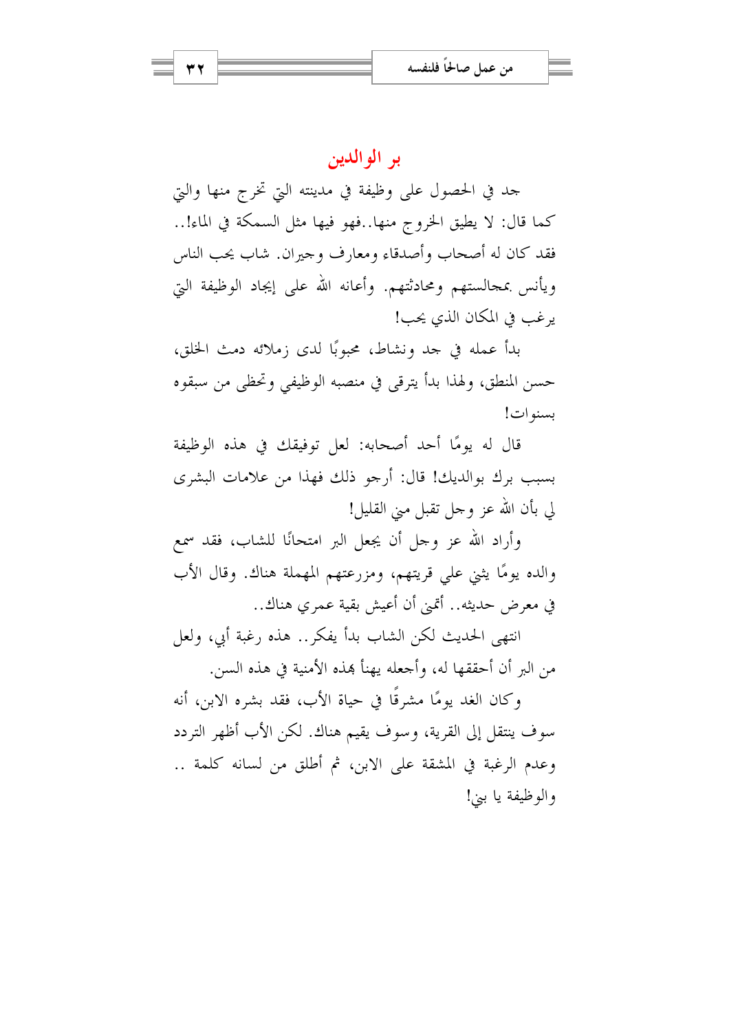## بر الوالدين

جد في الحصول على وظيفة في مدينته التي تخرج منها والتي كما قال: لا يطيق الخروج منها..فهو فيها مثل السمكة في الماء!.. فقد كان له أصحاب وأصدقاء ومعارف وجيران. شاب يحب الناس ويأنس بمجالستهم ومحادثتهم. وأعانه الله على إيجاد الوظيفة التي يرغب في المكان الذي يحب!

بدأ عمله في جد ونشاط، محبوبًا لدى زملائه دمث الخلق، حسن المنطق، ولهذا بدأ يترقى في منصبه الوظيفي وتخطى من سبقوه بسنوات!

قال له يومًا أحد أصحابه: لعل توفيقك في هذه الوظيفة بسبب برك بوالديك! قال: أرجو ذلك فهذا من علامات البشرى لي بأن الله عز وجل تقبل مني القليل!

وأراد الله عز وجل أن يجعل البر امتحانًا للشاب، فقد سمع والده يومًا يثني على قريتهم، ومزرعتهم المهملة هناك. وقال الأب في معرض حديثه.. أتمنى أن أعيش بقية عمري هناك..

انتهى الحديث لكن الشاب بدأ يفكر.. هذه رغبة أبي، ولعل من البر أن أحققها له، وأجعله يهنأ بهذه الأمنية في هذه السن.

وكان الغد يومًا مشرقًا في حياة الأب، فقد بشره الابن، أنه سوف ينتقل إلى القرية، وسوف يقيم هناك. لكن الأب أظهر التردد وعدم الرغبة في المشقة على الابن، ثم أطلق من لسانه كلمة .. والوظيفة يا بني!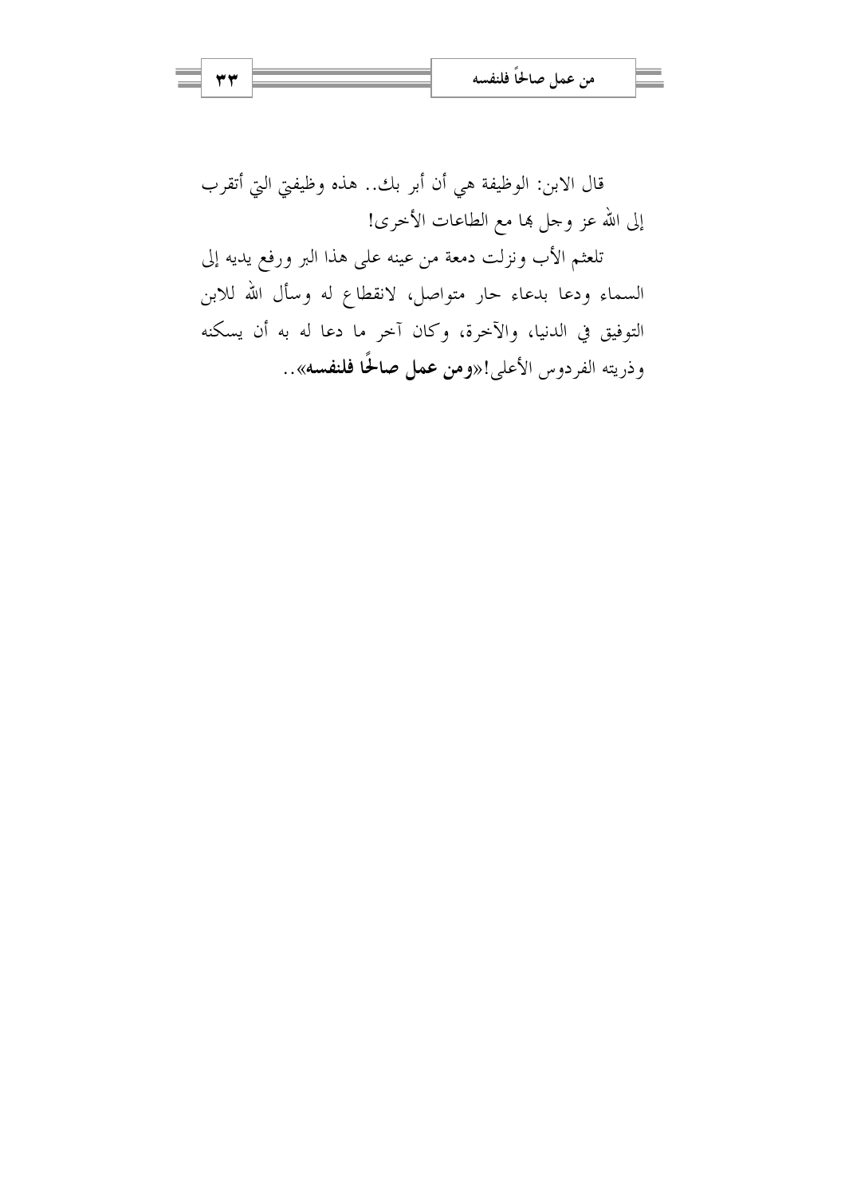قال الابن: الوظيفة هي أن أبر بك.. هذه وظيفتي التي أتقرب إلى الله عز وجل بها مع الطاعات الأخرى!

تلعثم الأب ونزلت دمعة من عينه على هذا البر ورفع يديه إلى السماء ودعا بدعاء حار متواصل، لانقطاع له وسأل الله للابن التوفيق في الدنيا، والآخرة، وكان آخر ما دعا له به أن يسكنه وذريته الفردوس الأعلى!«**ومن عمل صالحًا فلنفسه**»..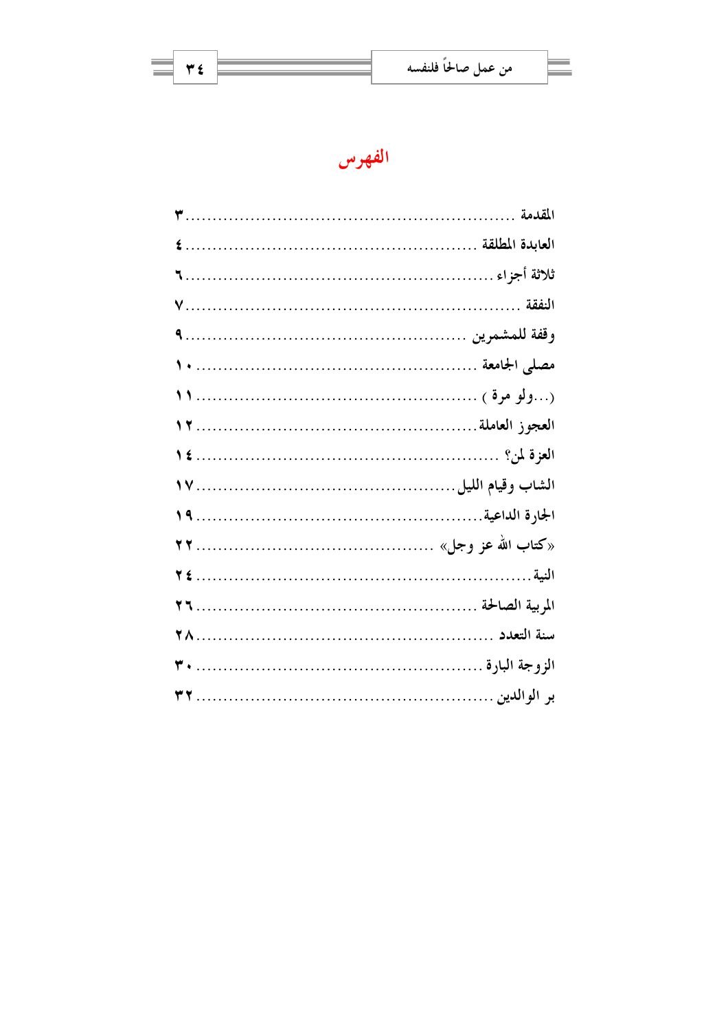# الفهرس

المقدمة ........................................................ ٣
العابدة المطلقة ................................................ ٤
ثلاثة أجزاء ..................................................... ٦
النفقة .......................................................... ٧
وقفة للمشمرين ................................................ ٩
مصلى الجامعة ................................................ ١٠
(...ولو مرة ) ................................................. ١١
العجوز العاملة ................................................ ١٢
العزة لمن؟ .................................................... ١٤
الشاب وقيام الليل ............................................ ١٧
الجارة الداعية ................................................ ١٩
«كتاب الله عز وجل» ......................................... ٢٢
النية ........................................................... ٢٤
المربية الصالحة ............................................... ٢٦
سنة التعدد .................................................... ٢٨
الزوجة البارة .................................................. ٣٠
بر الوالدين .................................................... ٣٢